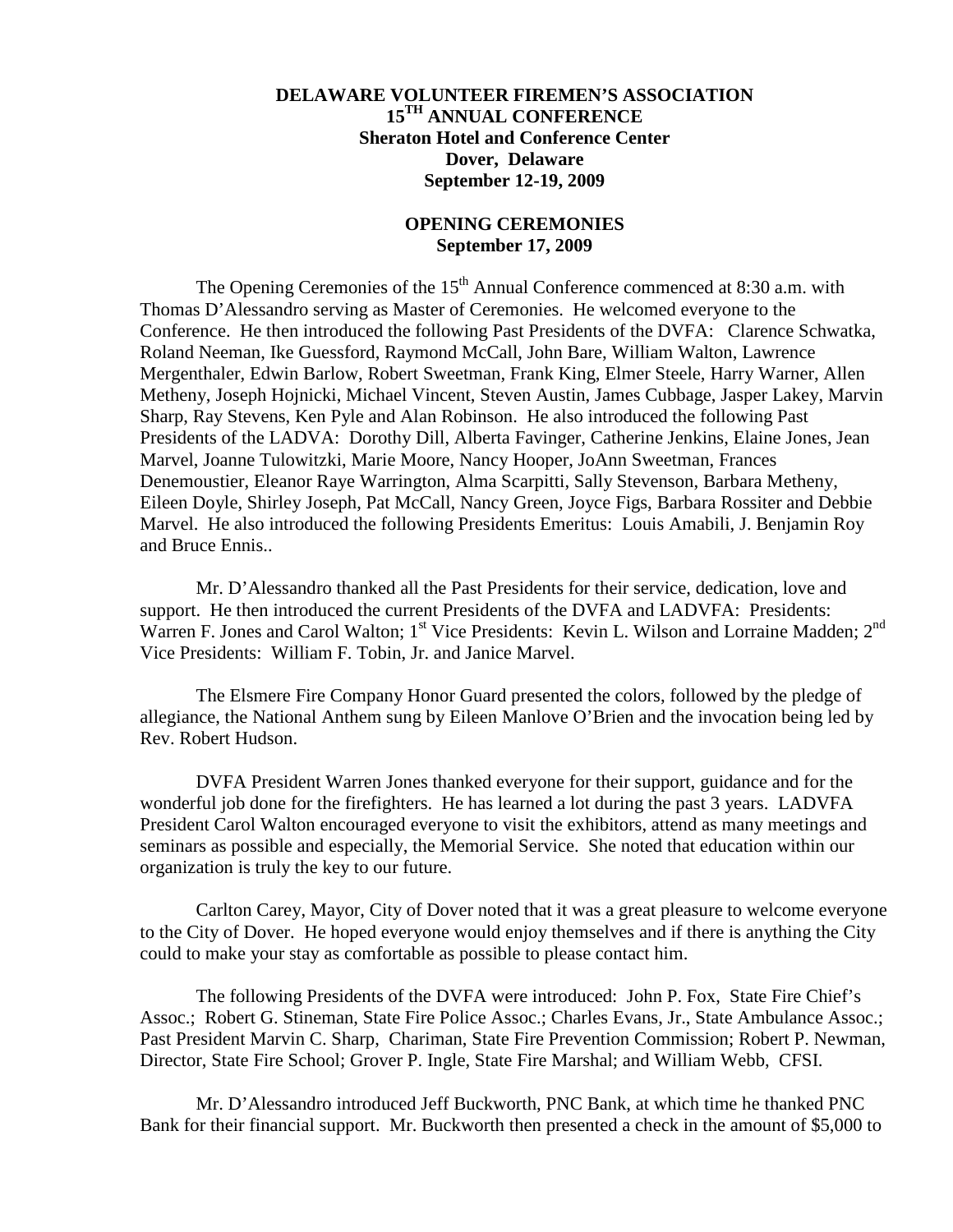**DELAWARE VOLUNTEER FIREMEN'S ASSOCIATION**
**15TH ANNUAL CONFERENCE**
**Sheraton Hotel and Conference Center**
**Dover, Delaware**
**September 12-19, 2009**

**OPENING CEREMONIES**
**September 17, 2009**

The Opening Ceremonies of the 15th Annual Conference commenced at 8:30 a.m. with Thomas D'Alessandro serving as Master of Ceremonies. He welcomed everyone to the Conference. He then introduced the following Past Presidents of the DVFA: Clarence Schwatka, Roland Neeman, Ike Guessford, Raymond McCall, John Bare, William Walton, Lawrence Mergenthaler, Edwin Barlow, Robert Sweetman, Frank King, Elmer Steele, Harry Warner, Allen Metheny, Joseph Hojnicki, Michael Vincent, Steven Austin, James Cubbage, Jasper Lakey, Marvin Sharp, Ray Stevens, Ken Pyle and Alan Robinson. He also introduced the following Past Presidents of the LADVA: Dorothy Dill, Alberta Favinger, Catherine Jenkins, Elaine Jones, Jean Marvel, Joanne Tulowitzki, Marie Moore, Nancy Hooper, JoAnn Sweetman, Frances Denemoustier, Eleanor Raye Warrington, Alma Scarpitti, Sally Stevenson, Barbara Metheny, Eileen Doyle, Shirley Joseph, Pat McCall, Nancy Green, Joyce Figs, Barbara Rossiter and Debbie Marvel. He also introduced the following Presidents Emeritus: Louis Amabili, J. Benjamin Roy and Bruce Ennis..

Mr. D'Alessandro thanked all the Past Presidents for their service, dedication, love and support. He then introduced the current Presidents of the DVFA and LADVFA: Presidents: Warren F. Jones and Carol Walton; 1st Vice Presidents: Kevin L. Wilson and Lorraine Madden; 2nd Vice Presidents: William F. Tobin, Jr. and Janice Marvel.

The Elsmere Fire Company Honor Guard presented the colors, followed by the pledge of allegiance, the National Anthem sung by Eileen Manlove O'Brien and the invocation being led by Rev. Robert Hudson.

DVFA President Warren Jones thanked everyone for their support, guidance and for the wonderful job done for the firefighters. He has learned a lot during the past 3 years. LADVFA President Carol Walton encouraged everyone to visit the exhibitors, attend as many meetings and seminars as possible and especially, the Memorial Service. She noted that education within our organization is truly the key to our future.

Carlton Carey, Mayor, City of Dover noted that it was a great pleasure to welcome everyone to the City of Dover. He hoped everyone would enjoy themselves and if there is anything the City could to make your stay as comfortable as possible to please contact him.

The following Presidents of the DVFA were introduced: John P. Fox, State Fire Chief's Assoc.; Robert G. Stineman, State Fire Police Assoc.; Charles Evans, Jr., State Ambulance Assoc.; Past President Marvin C. Sharp, Chariman, State Fire Prevention Commission; Robert P. Newman, Director, State Fire School; Grover P. Ingle, State Fire Marshal; and William Webb, CFSI.

Mr. D'Alessandro introduced Jeff Buckworth, PNC Bank, at which time he thanked PNC Bank for their financial support. Mr. Buckworth then presented a check in the amount of $5,000 to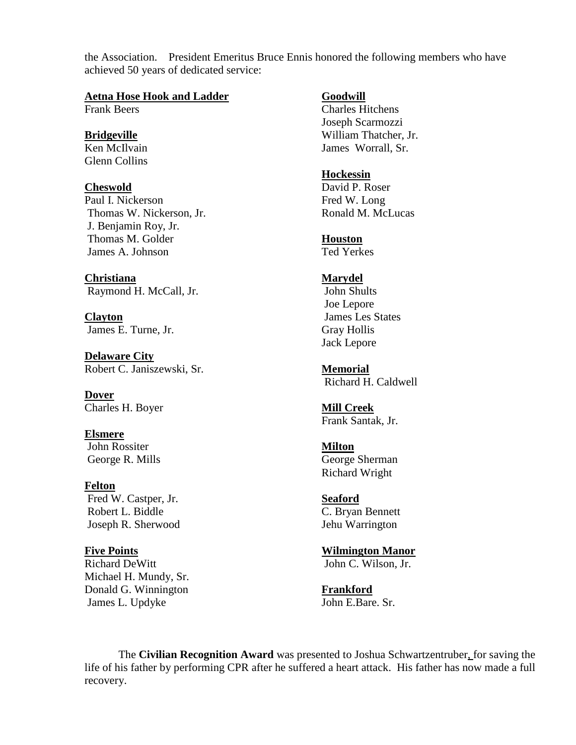the Association. President Emeritus Bruce Ennis honored the following members who have achieved 50 years of dedicated service:

**Aetna Hose Hook and Ladder**
Frank Beers

**Bridgeville**
Ken McIlvain
Glenn Collins

**Cheswold**
Paul I. Nickerson
Thomas W. Nickerson, Jr.
J. Benjamin Roy, Jr.
Thomas M. Golder
James A. Johnson

**Christiana**
Raymond H. McCall, Jr.

**Clayton**
James E. Turne, Jr.

**Delaware City**
Robert C. Janiszewski, Sr.

**Dover**
Charles H. Boyer

**Elsmere**
John Rossiter
George R. Mills

**Felton**
Fred W. Castper, Jr.
Robert L. Biddle
Joseph R. Sherwood

**Five Points**
Richard DeWitt
Michael H. Mundy, Sr.
Donald G. Winnington
James L. Updyke

**Goodwill**
Charles Hitchens
Joseph Scarmozzi
William Thatcher, Jr.
James Worrall, Sr.

**Hockessin**
David P. Roser
Fred W. Long
Ronald M. McLucas

**Houston**
Ted Yerkes

**Marydel**
John Shults
Joe Lepore
James Les States
Gray Hollis
Jack Lepore

**Memorial**
Richard H. Caldwell

**Mill Creek**
Frank Santak, Jr.

**Milton**
George Sherman
Richard Wright

**Seaford**
C. Bryan Bennett
Jehu Warrington

**Wilmington Manor**
John C. Wilson, Jr.

**Frankford**
John E.Bare. Sr.

The **Civilian Recognition Award** was presented to Joshua Schwartzentruber, for saving the life of his father by performing CPR after he suffered a heart attack. His father has now made a full recovery.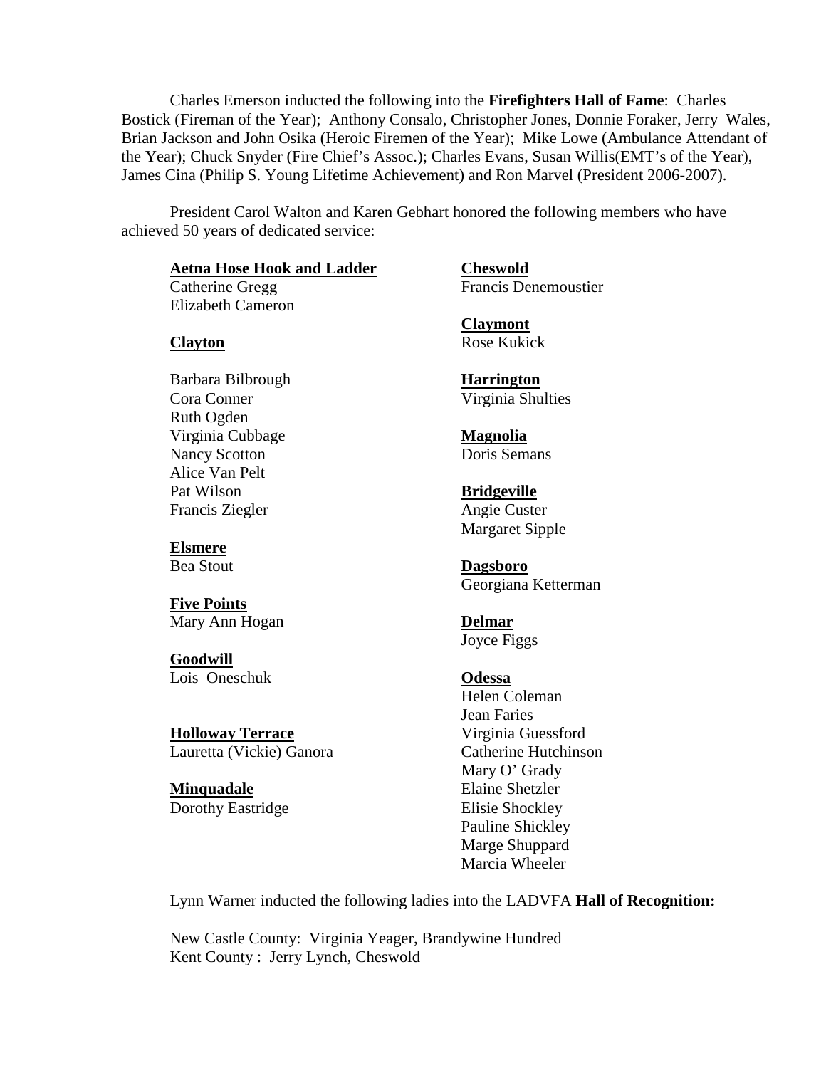Charles Emerson inducted the following into the **Firefighters Hall of Fame**: Charles Bostick (Fireman of the Year); Anthony Consalo, Christopher Jones, Donnie Foraker, Jerry Wales, Brian Jackson and John Osika (Heroic Firemen of the Year); Mike Lowe (Ambulance Attendant of the Year); Chuck Snyder (Fire Chief's Assoc.); Charles Evans, Susan Willis(EMT's of the Year), James Cina (Philip S. Young Lifetime Achievement) and Ron Marvel (President 2006-2007).

President Carol Walton and Karen Gebhart honored the following members who have achieved 50 years of dedicated service:

**Aetna Hose Hook and Ladder**
Catherine Gregg
Elizabeth Cameron

**Clayton**

Barbara Bilbrough
Cora Conner
Ruth Ogden
Virginia Cubbage
Nancy Scotton
Alice Van Pelt
Pat Wilson
Francis Ziegler

**Elsmere**
Bea Stout

**Five Points**
Mary Ann Hogan

**Goodwill**
Lois Oneschuk

**Holloway Terrace**
Lauretta (Vickie) Ganora

**Minquadale**
Dorothy Eastridge

**Cheswold**
Francis Denemoustier

**Claymont**
Rose Kukick

**Harrington**
Virginia Shulties

**Magnolia**
Doris Semans

**Bridgeville**
Angie Custer
Margaret Sipple

**Dagsboro**
Georgiana Ketterman

**Delmar**
Joyce Figgs

**Odessa**
Helen Coleman
Jean Faries
Virginia Guessford
Catherine Hutchinson
Mary O' Grady
Elaine Shetzler
Elisie Shockley
Pauline Shickley
Marge Shuppard
Marcia Wheeler

Lynn Warner inducted the following ladies into the LADVFA **Hall of Recognition:**

New Castle County: Virginia Yeager, Brandywine Hundred
Kent County : Jerry Lynch, Cheswold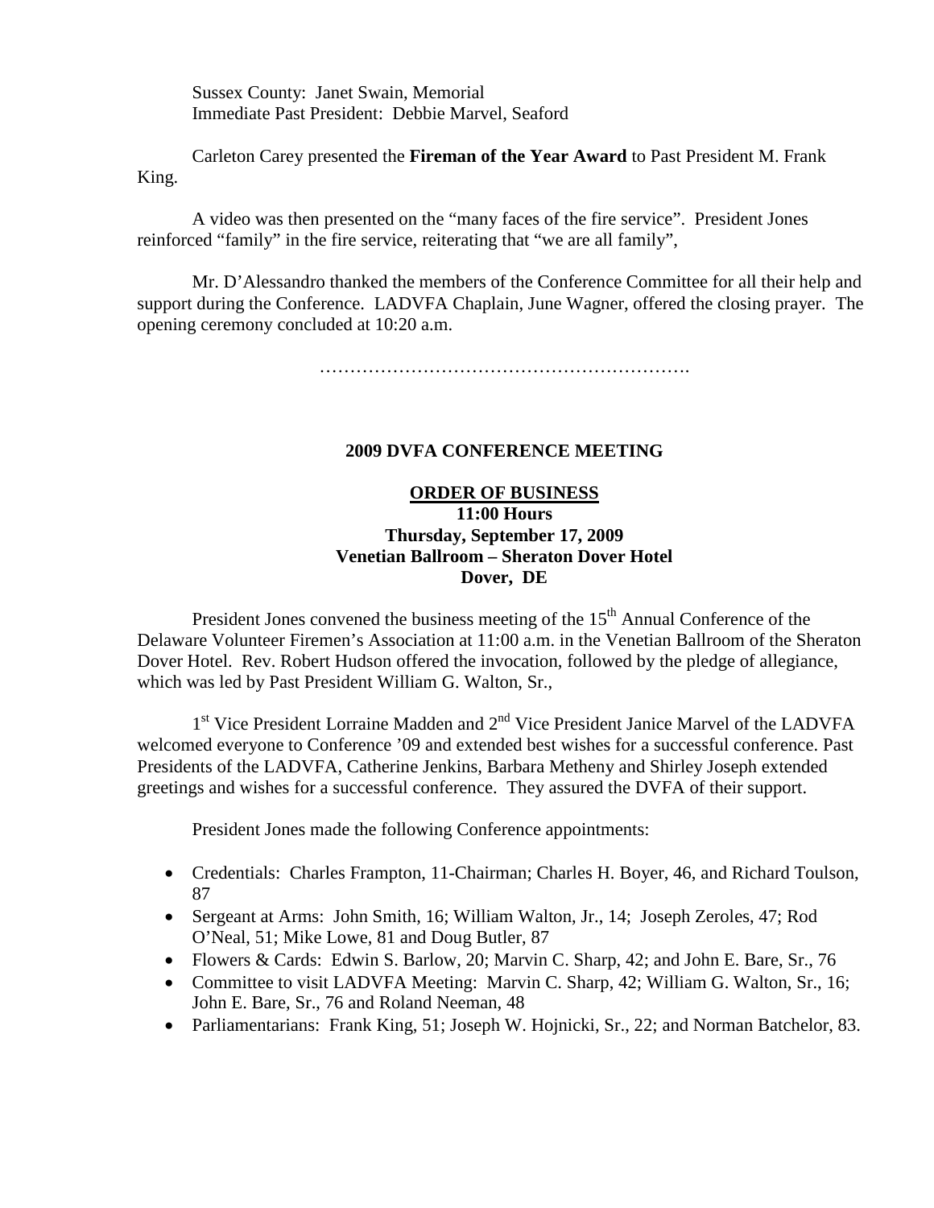Sussex County: Janet Swain, Memorial
Immediate Past President: Debbie Marvel, Seaford

Carleton Carey presented the **Fireman of the Year Award** to Past President M. Frank King.

A video was then presented on the "many faces of the fire service". President Jones reinforced "family" in the fire service, reiterating that "we are all family",

Mr. D'Alessandro thanked the members of the Conference Committee for all their help and support during the Conference. LADVFA Chaplain, June Wagner, offered the closing prayer. The opening ceremony concluded at 10:20 a.m.

…………………………………………………….

**2009 DVFA CONFERENCE MEETING**

**ORDER OF BUSINESS**
**11:00 Hours**
**Thursday, September 17, 2009**
**Venetian Ballroom – Sheraton Dover Hotel**
**Dover, DE**

President Jones convened the business meeting of the 15th Annual Conference of the Delaware Volunteer Firemen's Association at 11:00 a.m. in the Venetian Ballroom of the Sheraton Dover Hotel. Rev. Robert Hudson offered the invocation, followed by the pledge of allegiance, which was led by Past President William G. Walton, Sr.,

1st Vice President Lorraine Madden and 2nd Vice President Janice Marvel of the LADVFA welcomed everyone to Conference '09 and extended best wishes for a successful conference. Past Presidents of the LADVFA, Catherine Jenkins, Barbara Metheny and Shirley Joseph extended greetings and wishes for a successful conference. They assured the DVFA of their support.

President Jones made the following Conference appointments:

- Credentials: Charles Frampton, 11-Chairman; Charles H. Boyer, 46, and Richard Toulson, 87
- Sergeant at Arms: John Smith, 16; William Walton, Jr., 14; Joseph Zeroles, 47; Rod O'Neal, 51; Mike Lowe, 81 and Doug Butler, 87
- Flowers & Cards: Edwin S. Barlow, 20; Marvin C. Sharp, 42; and John E. Bare, Sr., 76
- Committee to visit LADVFA Meeting: Marvin C. Sharp, 42; William G. Walton, Sr., 16; John E. Bare, Sr., 76 and Roland Neeman, 48
- Parliamentarians: Frank King, 51; Joseph W. Hojnicki, Sr., 22; and Norman Batchelor, 83.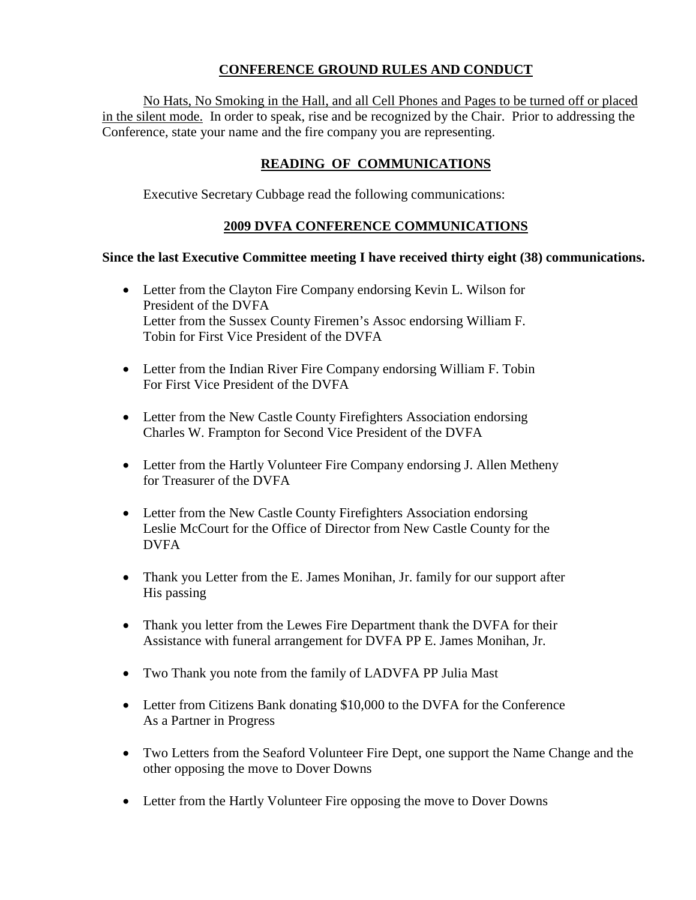## CONFERENCE GROUND RULES AND CONDUCT

No Hats, No Smoking in the Hall, and all Cell Phones and Pages to be turned off or placed in the silent mode. In order to speak, rise and be recognized by the Chair. Prior to addressing the Conference, state your name and the fire company you are representing.

## READING OF COMMUNICATIONS

Executive Secretary Cubbage read the following communications:

## 2009 DVFA CONFERENCE COMMUNICATIONS

**Since the last Executive Committee meeting I have received thirty eight (38) communications.**

- Letter from the Clayton Fire Company endorsing Kevin L. Wilson for President of the DVFA
  Letter from the Sussex County Firemen's Assoc endorsing William F. Tobin for First Vice President of the DVFA
- Letter from the Indian River Fire Company endorsing William F. Tobin For First Vice President of the DVFA
- Letter from the New Castle County Firefighters Association endorsing Charles W. Frampton for Second Vice President of the DVFA
- Letter from the Hartly Volunteer Fire Company endorsing J. Allen Metheny for Treasurer of the DVFA
- Letter from the New Castle County Firefighters Association endorsing Leslie McCourt for the Office of Director from New Castle County for the DVFA
- Thank you Letter from the E. James Monihan, Jr. family for our support after His passing
- Thank you letter from the Lewes Fire Department thank the DVFA for their Assistance with funeral arrangement for DVFA PP E. James Monihan, Jr.
- Two Thank you note from the family of LADVFA PP Julia Mast
- Letter from Citizens Bank donating $10,000 to the DVFA for the Conference As a Partner in Progress
- Two Letters from the Seaford Volunteer Fire Dept, one support the Name Change and the other opposing the move to Dover Downs
- Letter from the Hartly Volunteer Fire opposing the move to Dover Downs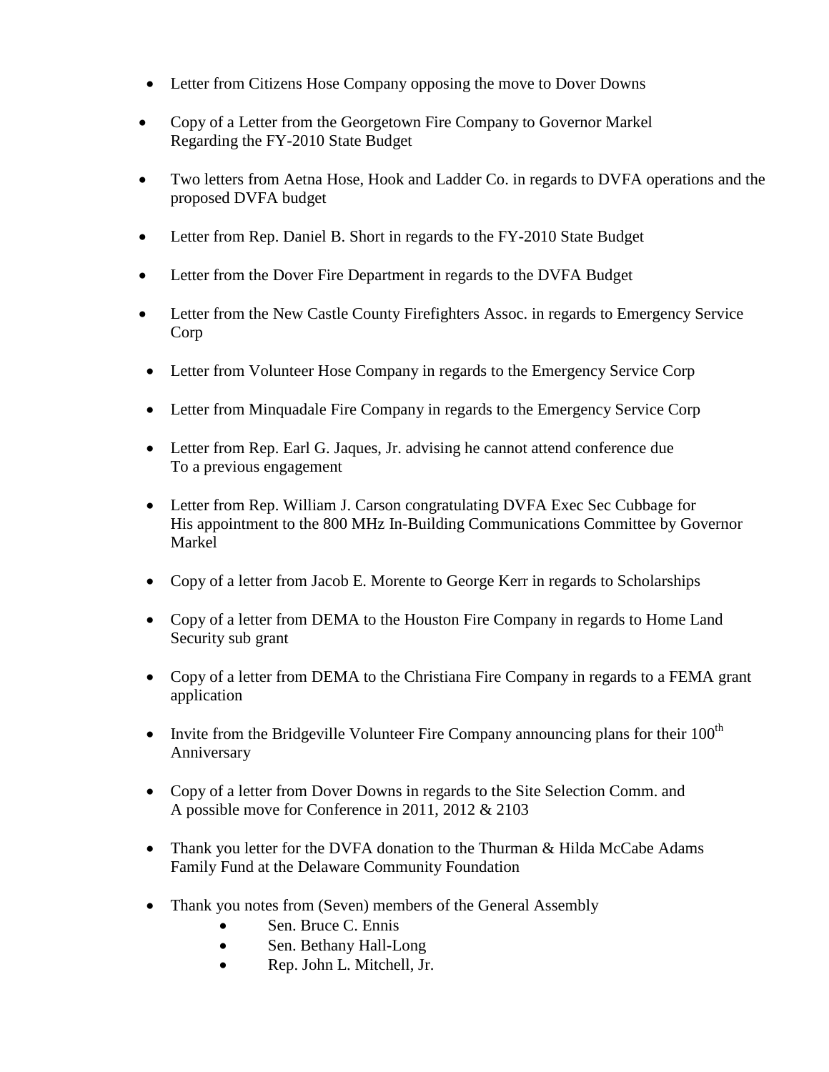- Letter from Citizens Hose Company opposing the move to Dover Downs

- Copy of a Letter from the Georgetown Fire Company to Governor Markel Regarding the FY-2010 State Budget

- Two letters from Aetna Hose, Hook and Ladder Co. in regards to DVFA operations and the proposed DVFA budget

- Letter from Rep. Daniel B. Short in regards to the FY-2010 State Budget

- Letter from the Dover Fire Department in regards to the DVFA Budget

- Letter from the New Castle County Firefighters Assoc. in regards to Emergency Service Corp

- Letter from Volunteer Hose Company in regards to the Emergency Service Corp

- Letter from Minquadale Fire Company in regards to the Emergency Service Corp

- Letter from Rep. Earl G. Jaques, Jr. advising he cannot attend conference due To a previous engagement

- Letter from Rep. William J. Carson congratulating DVFA Exec Sec Cubbage for His appointment to the 800 MHz In-Building Communications Committee by Governor Markel

- Copy of a letter from Jacob E. Morente to George Kerr in regards to Scholarships

- Copy of a letter from DEMA to the Houston Fire Company in regards to Home Land Security sub grant

- Copy of a letter from DEMA to the Christiana Fire Company in regards to a FEMA grant application

- Invite from the Bridgeville Volunteer Fire Company announcing plans for their 100th Anniversary

- Copy of a letter from Dover Downs in regards to the Site Selection Comm. and A possible move for Conference in 2011, 2012 & 2103

- Thank you letter for the DVFA donation to the Thurman & Hilda McCabe Adams Family Fund at the Delaware Community Foundation

- Thank you notes from (Seven) members of the General Assembly
    - Sen. Bruce C. Ennis
    - Sen. Bethany Hall-Long
    - Rep. John L. Mitchell, Jr.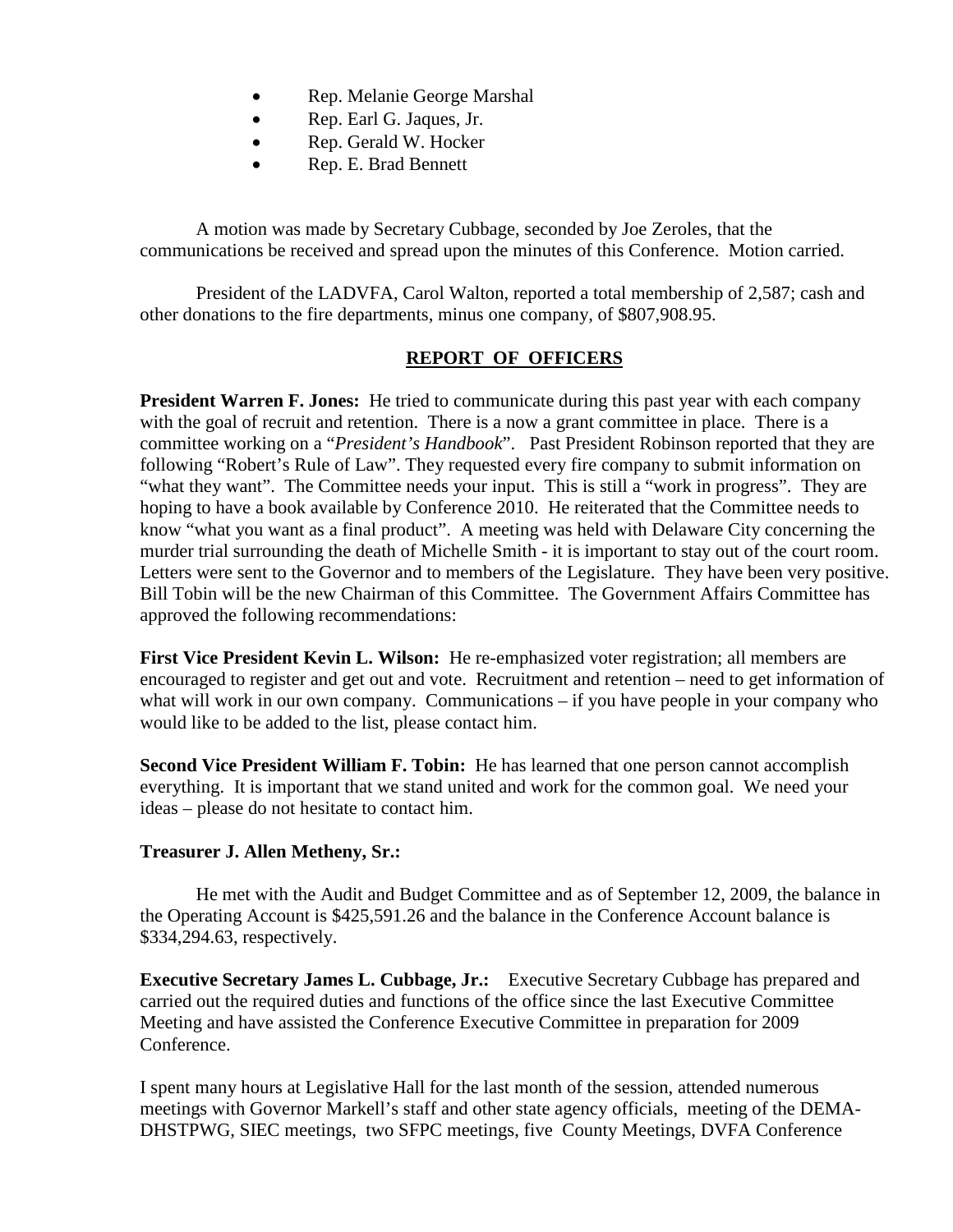- Rep. Melanie George Marshal
- Rep. Earl G. Jaques, Jr.
- Rep. Gerald W. Hocker
- Rep. E. Brad Bennett

A motion was made by Secretary Cubbage, seconded by Joe Zeroles, that the communications be received and spread upon the minutes of this Conference. Motion carried.

President of the LADVFA, Carol Walton, reported a total membership of 2,587; cash and other donations to the fire departments, minus one company, of $807,908.95.

## REPORT OF OFFICERS

**President Warren F. Jones:** He tried to communicate during this past year with each company with the goal of recruit and retention. There is a now a grant committee in place. There is a committee working on a "*President's Handbook*". Past President Robinson reported that they are following "Robert's Rule of Law". They requested every fire company to submit information on "what they want". The Committee needs your input. This is still a "work in progress". They are hoping to have a book available by Conference 2010. He reiterated that the Committee needs to know "what you want as a final product". A meeting was held with Delaware City concerning the murder trial surrounding the death of Michelle Smith - it is important to stay out of the court room. Letters were sent to the Governor and to members of the Legislature. They have been very positive. Bill Tobin will be the new Chairman of this Committee. The Government Affairs Committee has approved the following recommendations:

**First Vice President Kevin L. Wilson:** He re-emphasized voter registration; all members are encouraged to register and get out and vote. Recruitment and retention – need to get information of what will work in our own company. Communications – if you have people in your company who would like to be added to the list, please contact him.

**Second Vice President William F. Tobin:** He has learned that one person cannot accomplish everything. It is important that we stand united and work for the common goal. We need your ideas – please do not hesitate to contact him.

**Treasurer J. Allen Metheny, Sr.:**

He met with the Audit and Budget Committee and as of September 12, 2009, the balance in the Operating Account is $425,591.26 and the balance in the Conference Account balance is $334,294.63, respectively.

**Executive Secretary James L. Cubbage, Jr.:** Executive Secretary Cubbage has prepared and carried out the required duties and functions of the office since the last Executive Committee Meeting and have assisted the Conference Executive Committee in preparation for 2009 Conference.

I spent many hours at Legislative Hall for the last month of the session, attended numerous meetings with Governor Markell's staff and other state agency officials, meeting of the DEMA-DHSTPWG, SIEC meetings, two SFPC meetings, five County Meetings, DVFA Conference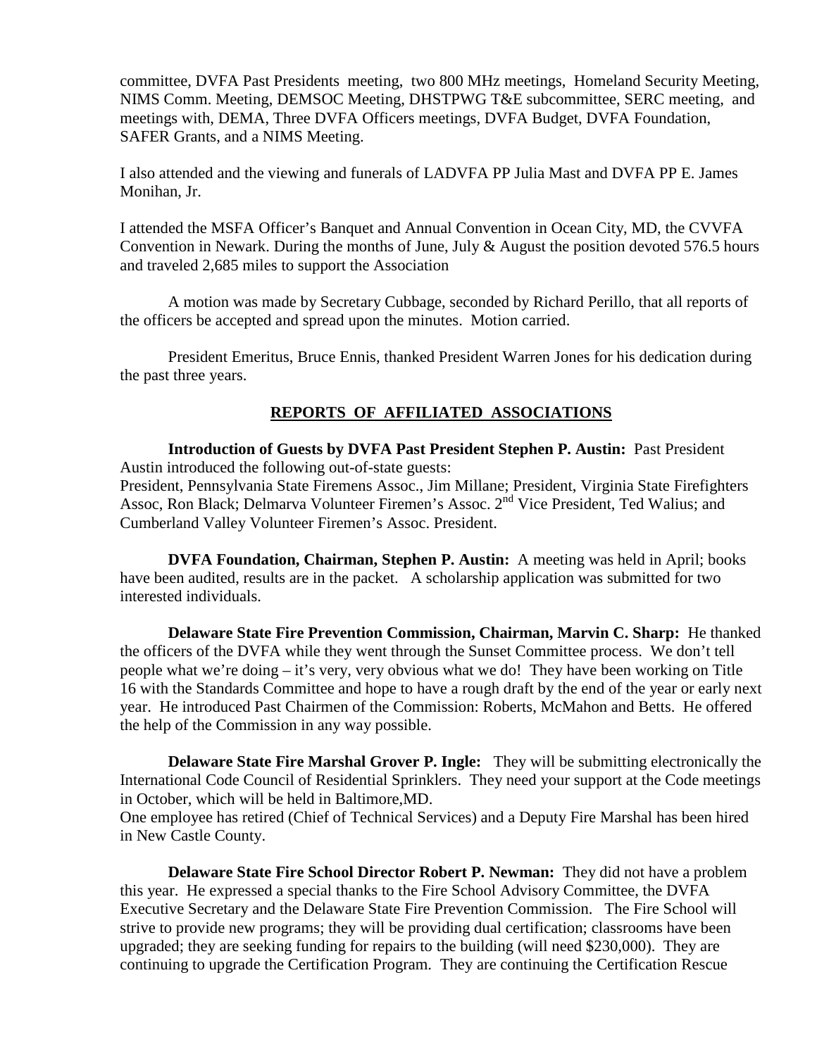committee, DVFA Past Presidents meeting, two 800 MHz meetings, Homeland Security Meeting, NIMS Comm. Meeting, DEMSOC Meeting, DHSTPWG T&E subcommittee, SERC meeting, and meetings with, DEMA, Three DVFA Officers meetings, DVFA Budget, DVFA Foundation, SAFER Grants, and a NIMS Meeting.

I also attended and the viewing and funerals of LADVFA PP Julia Mast and DVFA PP E. James Monihan, Jr.

I attended the MSFA Officer's Banquet and Annual Convention in Ocean City, MD, the CVVFA Convention in Newark. During the months of June, July & August the position devoted 576.5 hours and traveled 2,685 miles to support the Association

A motion was made by Secretary Cubbage, seconded by Richard Perillo, that all reports of the officers be accepted and spread upon the minutes. Motion carried.

President Emeritus, Bruce Ennis, thanked President Warren Jones for his dedication during the past three years.

## REPORTS OF AFFILIATED ASSOCIATIONS

**Introduction of Guests by DVFA Past President Stephen P. Austin:** Past President Austin introduced the following out-of-state guests:
President, Pennsylvania State Firemens Assoc., Jim Millane; President, Virginia State Firefighters Assoc, Ron Black; Delmarva Volunteer Firemen's Assoc. 2nd Vice President, Ted Walius; and Cumberland Valley Volunteer Firemen's Assoc. President.

**DVFA Foundation, Chairman, Stephen P. Austin:** A meeting was held in April; books have been audited, results are in the packet. A scholarship application was submitted for two interested individuals.

**Delaware State Fire Prevention Commission, Chairman, Marvin C. Sharp:** He thanked the officers of the DVFA while they went through the Sunset Committee process. We don't tell people what we're doing – it's very, very obvious what we do! They have been working on Title 16 with the Standards Committee and hope to have a rough draft by the end of the year or early next year. He introduced Past Chairmen of the Commission: Roberts, McMahon and Betts. He offered the help of the Commission in any way possible.

**Delaware State Fire Marshal Grover P. Ingle:** They will be submitting electronically the International Code Council of Residential Sprinklers. They need your support at the Code meetings in October, which will be held in Baltimore,MD.
One employee has retired (Chief of Technical Services) and a Deputy Fire Marshal has been hired in New Castle County.

**Delaware State Fire School Director Robert P. Newman:** They did not have a problem this year. He expressed a special thanks to the Fire School Advisory Committee, the DVFA Executive Secretary and the Delaware State Fire Prevention Commission. The Fire School will strive to provide new programs; they will be providing dual certification; classrooms have been upgraded; they are seeking funding for repairs to the building (will need $230,000). They are continuing to upgrade the Certification Program. They are continuing the Certification Rescue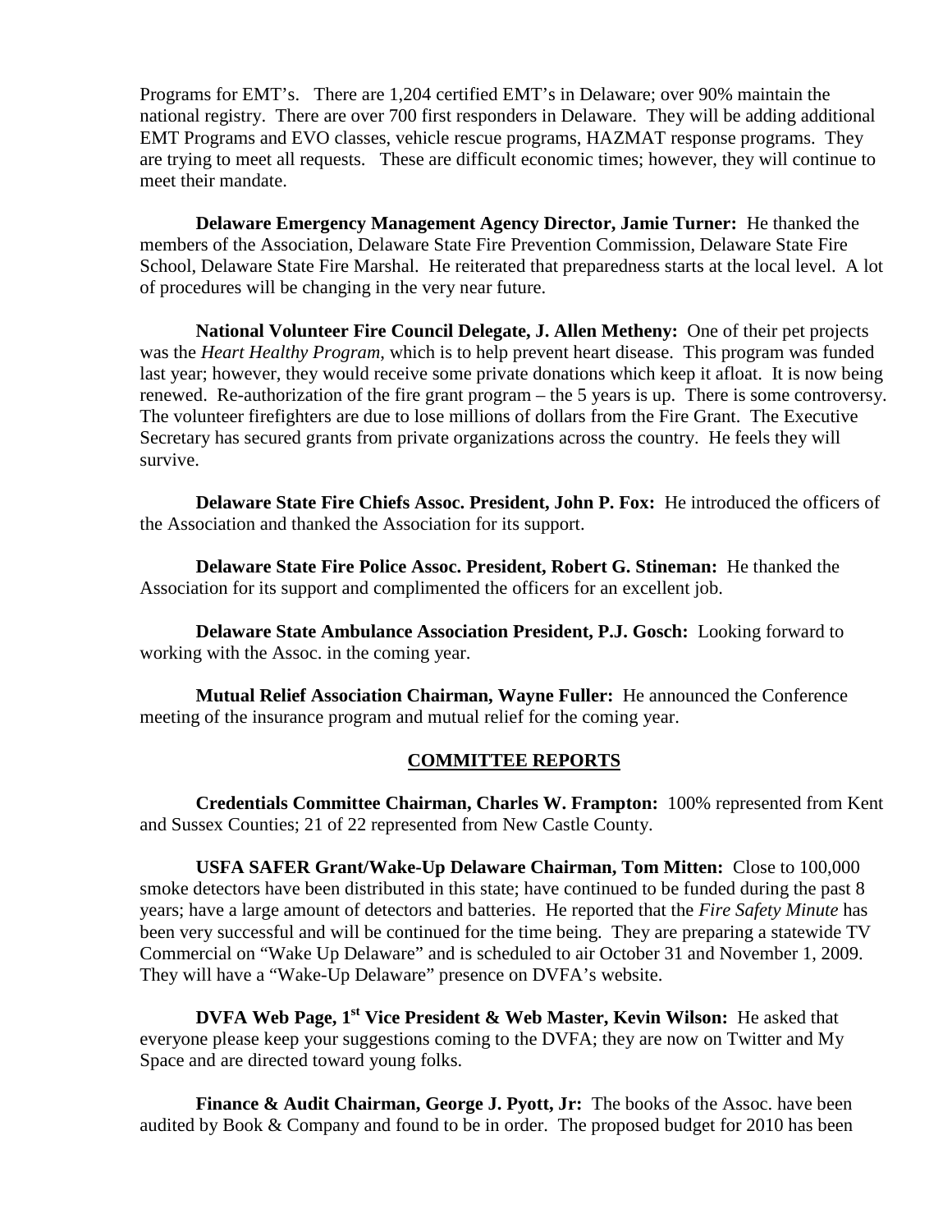Programs for EMT's. There are 1,204 certified EMT's in Delaware; over 90% maintain the national registry. There are over 700 first responders in Delaware. They will be adding additional EMT Programs and EVO classes, vehicle rescue programs, HAZMAT response programs. They are trying to meet all requests. These are difficult economic times; however, they will continue to meet their mandate.

**Delaware Emergency Management Agency Director, Jamie Turner:** He thanked the members of the Association, Delaware State Fire Prevention Commission, Delaware State Fire School, Delaware State Fire Marshal. He reiterated that preparedness starts at the local level. A lot of procedures will be changing in the very near future.

**National Volunteer Fire Council Delegate, J. Allen Metheny:** One of their pet projects was the *Heart Healthy Program*, which is to help prevent heart disease. This program was funded last year; however, they would receive some private donations which keep it afloat. It is now being renewed. Re-authorization of the fire grant program – the 5 years is up. There is some controversy. The volunteer firefighters are due to lose millions of dollars from the Fire Grant. The Executive Secretary has secured grants from private organizations across the country. He feels they will survive.

**Delaware State Fire Chiefs Assoc. President, John P. Fox:** He introduced the officers of the Association and thanked the Association for its support.

**Delaware State Fire Police Assoc. President, Robert G. Stineman:** He thanked the Association for its support and complimented the officers for an excellent job.

**Delaware State Ambulance Association President, P.J. Gosch:** Looking forward to working with the Assoc. in the coming year.

**Mutual Relief Association Chairman, Wayne Fuller:** He announced the Conference meeting of the insurance program and mutual relief for the coming year.

## COMMITTEE REPORTS

**Credentials Committee Chairman, Charles W. Frampton:** 100% represented from Kent and Sussex Counties; 21 of 22 represented from New Castle County.

**USFA SAFER Grant/Wake-Up Delaware Chairman, Tom Mitten:** Close to 100,000 smoke detectors have been distributed in this state; have continued to be funded during the past 8 years; have a large amount of detectors and batteries. He reported that the *Fire Safety Minute* has been very successful and will be continued for the time being. They are preparing a statewide TV Commercial on "Wake Up Delaware" and is scheduled to air October 31 and November 1, 2009. They will have a "Wake-Up Delaware" presence on DVFA's website.

**DVFA Web Page, 1st Vice President & Web Master, Kevin Wilson:** He asked that everyone please keep your suggestions coming to the DVFA; they are now on Twitter and My Space and are directed toward young folks.

**Finance & Audit Chairman, George J. Pyott, Jr:** The books of the Assoc. have been audited by Book & Company and found to be in order. The proposed budget for 2010 has been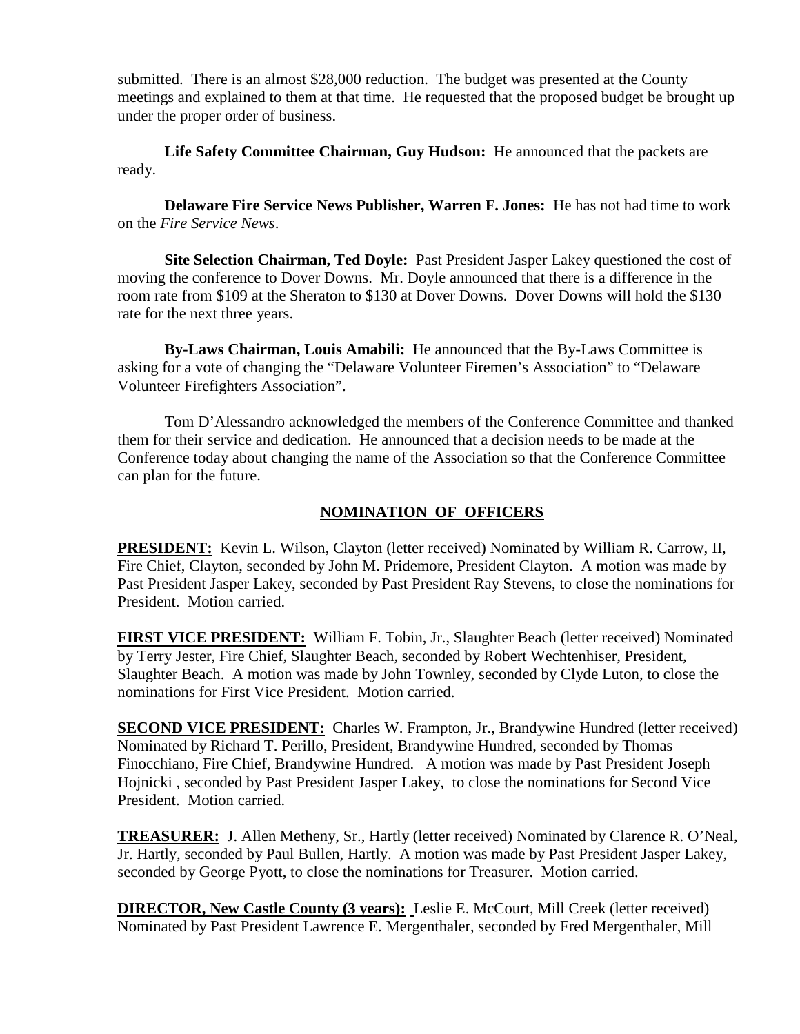submitted. There is an almost $28,000 reduction. The budget was presented at the County meetings and explained to them at that time. He requested that the proposed budget be brought up under the proper order of business.

**Life Safety Committee Chairman, Guy Hudson:** He announced that the packets are ready.

**Delaware Fire Service News Publisher, Warren F. Jones:** He has not had time to work on the *Fire Service News*.

**Site Selection Chairman, Ted Doyle:** Past President Jasper Lakey questioned the cost of moving the conference to Dover Downs. Mr. Doyle announced that there is a difference in the room rate from $109 at the Sheraton to $130 at Dover Downs. Dover Downs will hold the $130 rate for the next three years.

**By-Laws Chairman, Louis Amabili:** He announced that the By-Laws Committee is asking for a vote of changing the "Delaware Volunteer Firemen's Association" to "Delaware Volunteer Firefighters Association".

Tom D'Alessandro acknowledged the members of the Conference Committee and thanked them for their service and dedication. He announced that a decision needs to be made at the Conference today about changing the name of the Association so that the Conference Committee can plan for the future.

## NOMINATION OF OFFICERS

**PRESIDENT:** Kevin L. Wilson, Clayton (letter received) Nominated by William R. Carrow, II, Fire Chief, Clayton, seconded by John M. Pridemore, President Clayton. A motion was made by Past President Jasper Lakey, seconded by Past President Ray Stevens, to close the nominations for President. Motion carried.

**FIRST VICE PRESIDENT:** William F. Tobin, Jr., Slaughter Beach (letter received) Nominated by Terry Jester, Fire Chief, Slaughter Beach, seconded by Robert Wechtenhiser, President, Slaughter Beach. A motion was made by John Townley, seconded by Clyde Luton, to close the nominations for First Vice President. Motion carried.

**SECOND VICE PRESIDENT:** Charles W. Frampton, Jr., Brandywine Hundred (letter received) Nominated by Richard T. Perillo, President, Brandywine Hundred, seconded by Thomas Finocchiano, Fire Chief, Brandywine Hundred. A motion was made by Past President Joseph Hojnicki , seconded by Past President Jasper Lakey, to close the nominations for Second Vice President. Motion carried.

**TREASURER:** J. Allen Metheny, Sr., Hartly (letter received) Nominated by Clarence R. O'Neal, Jr. Hartly, seconded by Paul Bullen, Hartly. A motion was made by Past President Jasper Lakey, seconded by George Pyott, to close the nominations for Treasurer. Motion carried.

**DIRECTOR, New Castle County (3 years):** Leslie E. McCourt, Mill Creek (letter received) Nominated by Past President Lawrence E. Mergenthaler, seconded by Fred Mergenthaler, Mill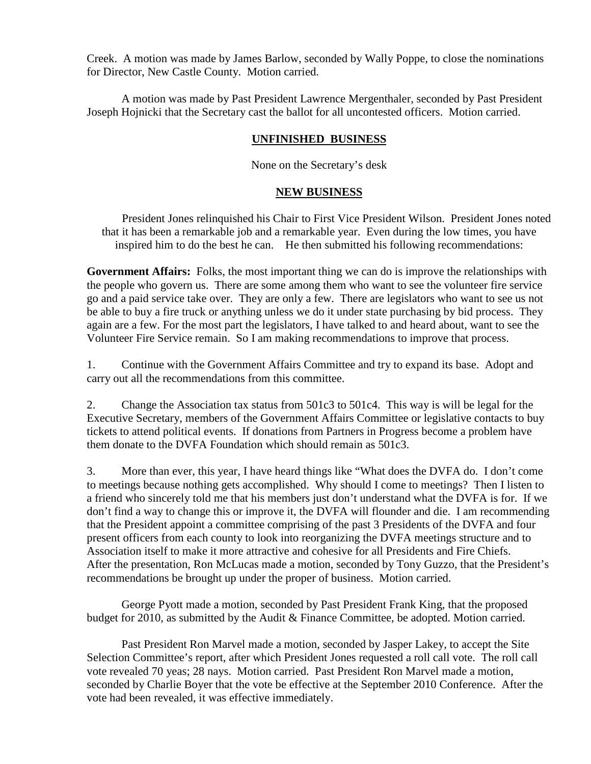Creek. A motion was made by James Barlow, seconded by Wally Poppe, to close the nominations for Director, New Castle County. Motion carried.

A motion was made by Past President Lawrence Mergenthaler, seconded by Past President Joseph Hojnicki that the Secretary cast the ballot for all uncontested officers. Motion carried.

## UNFINISHED BUSINESS

None on the Secretary's desk

## NEW BUSINESS

President Jones relinquished his Chair to First Vice President Wilson. President Jones noted that it has been a remarkable job and a remarkable year. Even during the low times, you have inspired him to do the best he can. He then submitted his following recommendations:

**Government Affairs:** Folks, the most important thing we can do is improve the relationships with the people who govern us. There are some among them who want to see the volunteer fire service go and a paid service take over. They are only a few. There are legislators who want to see us not be able to buy a fire truck or anything unless we do it under state purchasing by bid process. They again are a few. For the most part the legislators, I have talked to and heard about, want to see the Volunteer Fire Service remain. So I am making recommendations to improve that process.

1. Continue with the Government Affairs Committee and try to expand its base. Adopt and carry out all the recommendations from this committee.

2. Change the Association tax status from 501c3 to 501c4. This way is will be legal for the Executive Secretary, members of the Government Affairs Committee or legislative contacts to buy tickets to attend political events. If donations from Partners in Progress become a problem have them donate to the DVFA Foundation which should remain as 501c3.

3. More than ever, this year, I have heard things like "What does the DVFA do. I don't come to meetings because nothing gets accomplished. Why should I come to meetings? Then I listen to a friend who sincerely told me that his members just don't understand what the DVFA is for. If we don't find a way to change this or improve it, the DVFA will flounder and die. I am recommending that the President appoint a committee comprising of the past 3 Presidents of the DVFA and four present officers from each county to look into reorganizing the DVFA meetings structure and to Association itself to make it more attractive and cohesive for all Presidents and Fire Chiefs.

After the presentation, Ron McLucas made a motion, seconded by Tony Guzzo, that the President's recommendations be brought up under the proper of business. Motion carried.

George Pyott made a motion, seconded by Past President Frank King, that the proposed budget for 2010, as submitted by the Audit & Finance Committee, be adopted. Motion carried.

Past President Ron Marvel made a motion, seconded by Jasper Lakey, to accept the Site Selection Committee's report, after which President Jones requested a roll call vote. The roll call vote revealed 70 yeas; 28 nays. Motion carried. Past President Ron Marvel made a motion, seconded by Charlie Boyer that the vote be effective at the September 2010 Conference. After the vote had been revealed, it was effective immediately.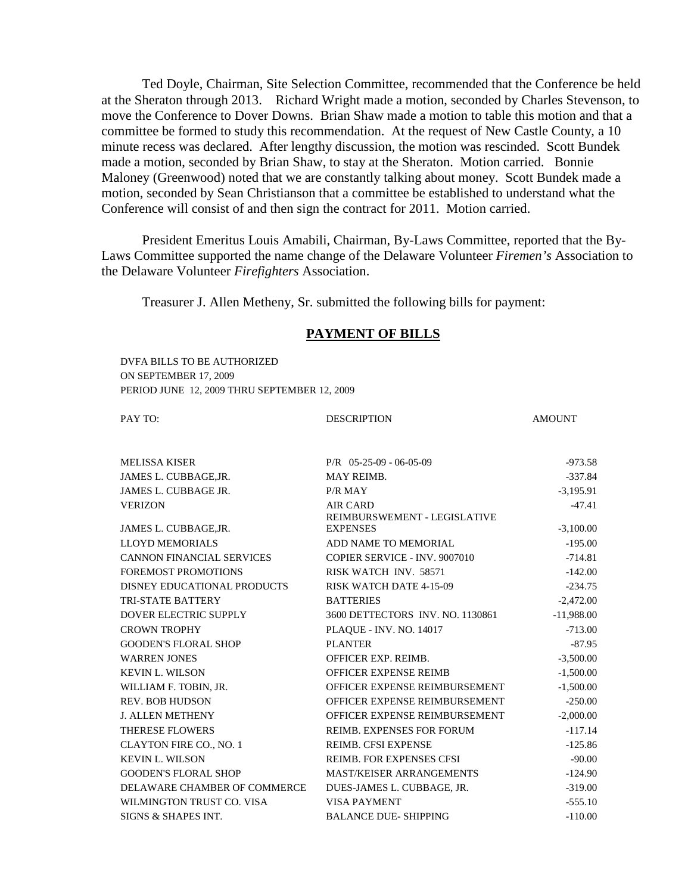Ted Doyle, Chairman, Site Selection Committee, recommended that the Conference be held at the Sheraton through 2013. Richard Wright made a motion, seconded by Charles Stevenson, to move the Conference to Dover Downs. Brian Shaw made a motion to table this motion and that a committee be formed to study this recommendation. At the request of New Castle County, a 10 minute recess was declared. After lengthy discussion, the motion was rescinded. Scott Bundek made a motion, seconded by Brian Shaw, to stay at the Sheraton. Motion carried. Bonnie Maloney (Greenwood) noted that we are constantly talking about money. Scott Bundek made a motion, seconded by Sean Christianson that a committee be established to understand what the Conference will consist of and then sign the contract for 2011. Motion carried.

President Emeritus Louis Amabili, Chairman, By-Laws Committee, reported that the By-Laws Committee supported the name change of the Delaware Volunteer *Firemen's* Association to the Delaware Volunteer *Firefighters* Association.

Treasurer J. Allen Metheny, Sr. submitted the following bills for payment:

## PAYMENT OF BILLS

DVFA BILLS TO BE AUTHORIZED
ON SEPTEMBER 17, 2009
PERIOD JUNE 12, 2009 THRU SEPTEMBER 12, 2009

| PAY TO: | DESCRIPTION | AMOUNT |
|---|---|---|
| MELISSA KISER | P/R 05-25-09 - 06-05-09 | -973.58 |
| JAMES L. CUBBAGE,JR. | MAY REIMB. | -337.84 |
| JAMES L. CUBBAGE JR. | P/R MAY | -3,195.91 |
| VERIZON | AIR CARD | -47.41 |
| JAMES L. CUBBAGE,JR. | REIMBURSWEMENT - LEGISLATIVE EXPENSES | -3,100.00 |
| LLOYD MEMORIALS | ADD NAME TO MEMORIAL | -195.00 |
| CANNON FINANCIAL SERVICES | COPIER SERVICE - INV. 9007010 | -714.81 |
| FOREMOST PROMOTIONS | RISK WATCH INV. 58571 | -142.00 |
| DISNEY EDUCATIONAL PRODUCTS | RISK WATCH DATE 4-15-09 | -234.75 |
| TRI-STATE BATTERY | BATTERIES | -2,472.00 |
| DOVER ELECTRIC SUPPLY | 3600 DETTECTORS INV. NO. 1130861 | -11,988.00 |
| CROWN TROPHY | PLAQUE - INV. NO. 14017 | -713.00 |
| GOODEN'S FLORAL SHOP | PLANTER | -87.95 |
| WARREN JONES | OFFICER EXP. REIMB. | -3,500.00 |
| KEVIN L. WILSON | OFFICER EXPENSE REIMB | -1,500.00 |
| WILLIAM F. TOBIN, JR. | OFFICER EXPENSE REIMBURSEMENT | -1,500.00 |
| REV. BOB HUDSON | OFFICER EXPENSE REIMBURSEMENT | -250.00 |
| J. ALLEN METHENY | OFFICER EXPENSE REIMBURSEMENT | -2,000.00 |
| THERESE FLOWERS | REIMB. EXPENSES FOR FORUM | -117.14 |
| CLAYTON FIRE CO., NO. 1 | REIMB. CFSI EXPENSE | -125.86 |
| KEVIN L. WILSON | REIMB. FOR EXPENSES CFSI | -90.00 |
| GOODEN'S FLORAL SHOP | MAST/KEISER ARRANGEMENTS | -124.90 |
| DELAWARE CHAMBER OF COMMERCE | DUES-JAMES L. CUBBAGE, JR. | -319.00 |
| WILMINGTON TRUST CO. VISA | VISA PAYMENT | -555.10 |
| SIGNS & SHAPES INT. | BALANCE DUE- SHIPPING | -110.00 |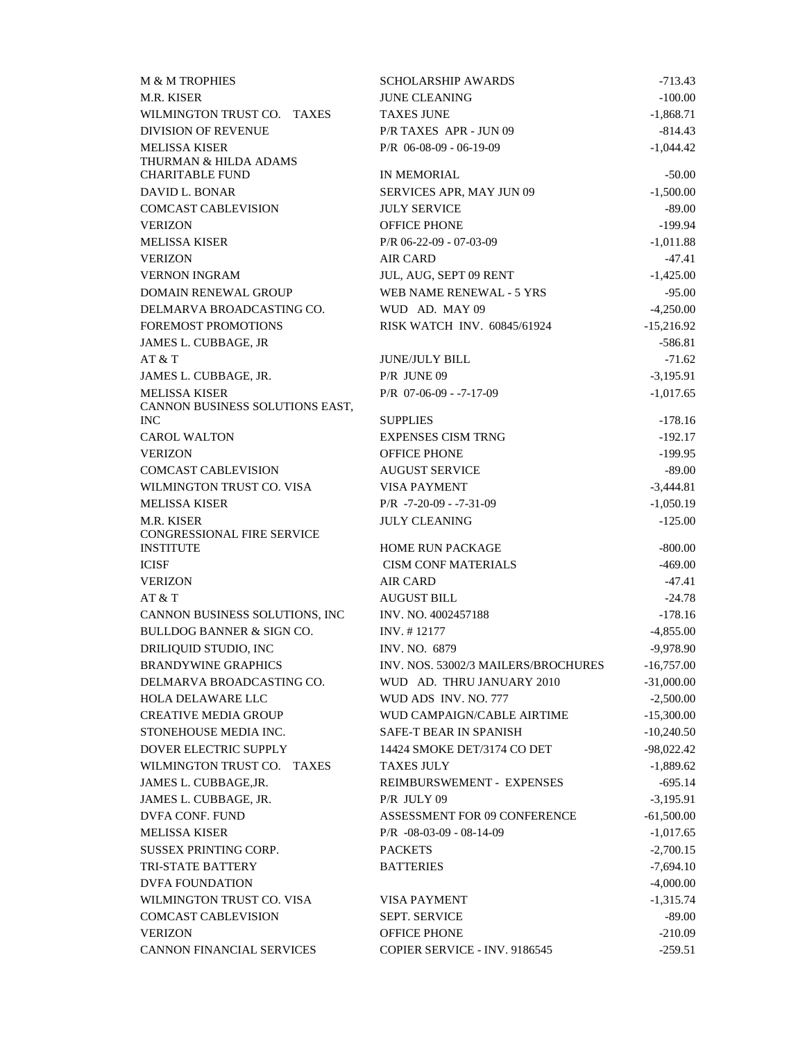| | | |
|---|---|---|
| M & M TROPHIES | SCHOLARSHIP AWARDS | -713.43 |
| M.R. KISER | JUNE CLEANING | -100.00 |
| WILMINGTON TRUST CO. TAXES | TAXES JUNE | -1,868.71 |
| DIVISION OF REVENUE | P/R TAXES APR - JUN 09 | -814.43 |
| MELISSA KISER | P/R 06-08-09 - 06-19-09 | -1,044.42 |
| THURMAN & HILDA ADAMS CHARITABLE FUND | IN MEMORIAL | -50.00 |
| DAVID L. BONAR | SERVICES APR, MAY JUN 09 | -1,500.00 |
| COMCAST CABLEVISION | JULY SERVICE | -89.00 |
| VERIZON | OFFICE PHONE | -199.94 |
| MELISSA KISER | P/R 06-22-09 - 07-03-09 | -1,011.88 |
| VERIZON | AIR CARD | -47.41 |
| VERNON INGRAM | JUL, AUG, SEPT 09 RENT | -1,425.00 |
| DOMAIN RENEWAL GROUP | WEB NAME RENEWAL - 5 YRS | -95.00 |
| DELMARVA BROADCASTING CO. | WUD AD. MAY 09 | -4,250.00 |
| FOREMOST PROMOTIONS | RISK WATCH INV. 60845/61924 | -15,216.92 |
| JAMES L. CUBBAGE, JR | | -586.81 |
| AT & T | JUNE/JULY BILL | -71.62 |
| JAMES L. CUBBAGE, JR. | P/R JUNE 09 | -3,195.91 |
| MELISSA KISER | P/R 07-06-09 - -7-17-09 | -1,017.65 |
| CANNON BUSINESS SOLUTIONS EAST, INC | SUPPLIES | -178.16 |
| CAROL WALTON | EXPENSES CISM TRNG | -192.17 |
| VERIZON | OFFICE PHONE | -199.95 |
| COMCAST CABLEVISION | AUGUST SERVICE | -89.00 |
| WILMINGTON TRUST CO. VISA | VISA PAYMENT | -3,444.81 |
| MELISSA KISER | P/R -7-20-09 - -7-31-09 | -1,050.19 |
| M.R. KISER | JULY CLEANING | -125.00 |
| CONGRESSIONAL FIRE SERVICE INSTITUTE | HOME RUN PACKAGE | -800.00 |
| ICISF | CISM CONF MATERIALS | -469.00 |
| VERIZON | AIR CARD | -47.41 |
| AT & T | AUGUST BILL | -24.78 |
| CANNON BUSINESS SOLUTIONS, INC | INV. NO. 4002457188 | -178.16 |
| BULLDOG BANNER & SIGN CO. | INV. # 12177 | -4,855.00 |
| DRILIQUID STUDIO, INC | INV. NO. 6879 | -9,978.90 |
| BRANDYWINE GRAPHICS | INV. NOS. 53002/3 MAILERS/BROCHURES | -16,757.00 |
| DELMARVA BROADCASTING CO. | WUD AD. THRU JANUARY 2010 | -31,000.00 |
| HOLA DELAWARE LLC | WUD ADS INV. NO. 777 | -2,500.00 |
| CREATIVE MEDIA GROUP | WUD CAMPAIGN/CABLE AIRTIME | -15,300.00 |
| STONEHOUSE MEDIA INC. | SAFE-T BEAR IN SPANISH | -10,240.50 |
| DOVER ELECTRIC SUPPLY | 14424 SMOKE DET/3174 CO DET | -98,022.42 |
| WILMINGTON TRUST CO. TAXES | TAXES JULY | -1,889.62 |
| JAMES L. CUBBAGE,JR. | REIMBURSWEMENT - EXPENSES | -695.14 |
| JAMES L. CUBBAGE, JR. | P/R JULY 09 | -3,195.91 |
| DVFA CONF. FUND | ASSESSMENT FOR 09 CONFERENCE | -61,500.00 |
| MELISSA KISER | P/R -08-03-09 - 08-14-09 | -1,017.65 |
| SUSSEX PRINTING CORP. | PACKETS | -2,700.15 |
| TRI-STATE BATTERY | BATTERIES | -7,694.10 |
| DVFA FOUNDATION | | -4,000.00 |
| WILMINGTON TRUST CO. VISA | VISA PAYMENT | -1,315.74 |
| COMCAST CABLEVISION | SEPT. SERVICE | -89.00 |
| VERIZON | OFFICE PHONE | -210.09 |
| CANNON FINANCIAL SERVICES | COPIER SERVICE - INV. 9186545 | -259.51 |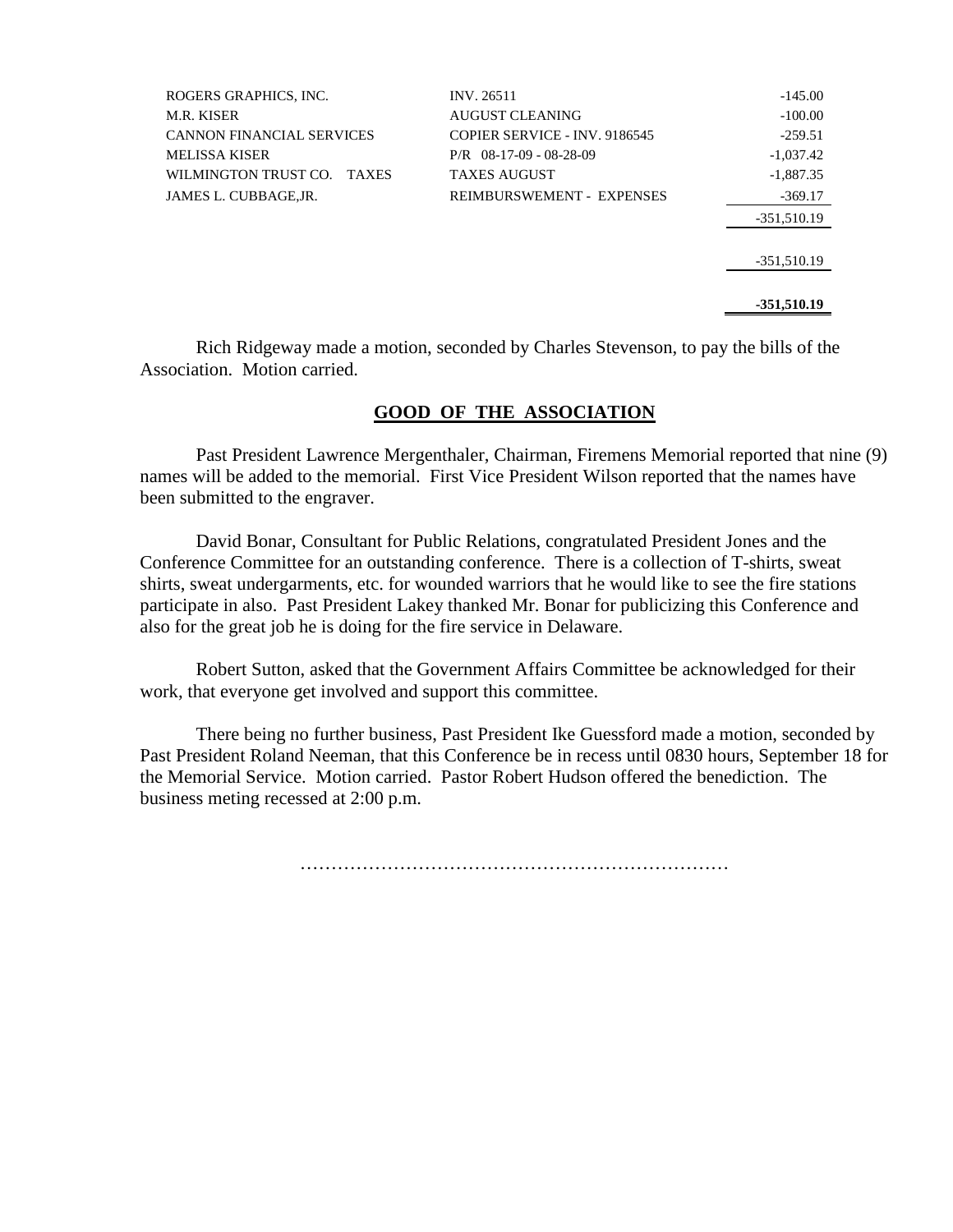| | | |
|---|---|---|
| ROGERS GRAPHICS, INC. | INV. 26511 | -145.00 |
| M.R. KISER | AUGUST CLEANING | -100.00 |
| CANNON FINANCIAL SERVICES | COPIER SERVICE - INV. 9186545 | -259.51 |
| MELISSA KISER | P/R 08-17-09 - 08-28-09 | -1,037.42 |
| WILMINGTON TRUST CO. TAXES | TAXES AUGUST | -1,887.35 |
| JAMES L. CUBBAGE,JR. | REIMBURSWEMENT - EXPENSES | -369.17 |
| | | -351,510.19 |
| | | -351,510.19 |
| | | **-351,510.19** |

Rich Ridgeway made a motion, seconded by Charles Stevenson, to pay the bills of the Association. Motion carried.

## GOOD OF THE ASSOCIATION

Past President Lawrence Mergenthaler, Chairman, Firemens Memorial reported that nine (9) names will be added to the memorial. First Vice President Wilson reported that the names have been submitted to the engraver.

David Bonar, Consultant for Public Relations, congratulated President Jones and the Conference Committee for an outstanding conference. There is a collection of T-shirts, sweat shirts, sweat undergarments, etc. for wounded warriors that he would like to see the fire stations participate in also. Past President Lakey thanked Mr. Bonar for publicizing this Conference and also for the great job he is doing for the fire service in Delaware.

Robert Sutton, asked that the Government Affairs Committee be acknowledged for their work, that everyone get involved and support this committee.

There being no further business, Past President Ike Guessford made a motion, seconded by Past President Roland Neeman, that this Conference be in recess until 0830 hours, September 18 for the Memorial Service. Motion carried. Pastor Robert Hudson offered the benediction. The business meting recessed at 2:00 p.m.

……………………………………………………………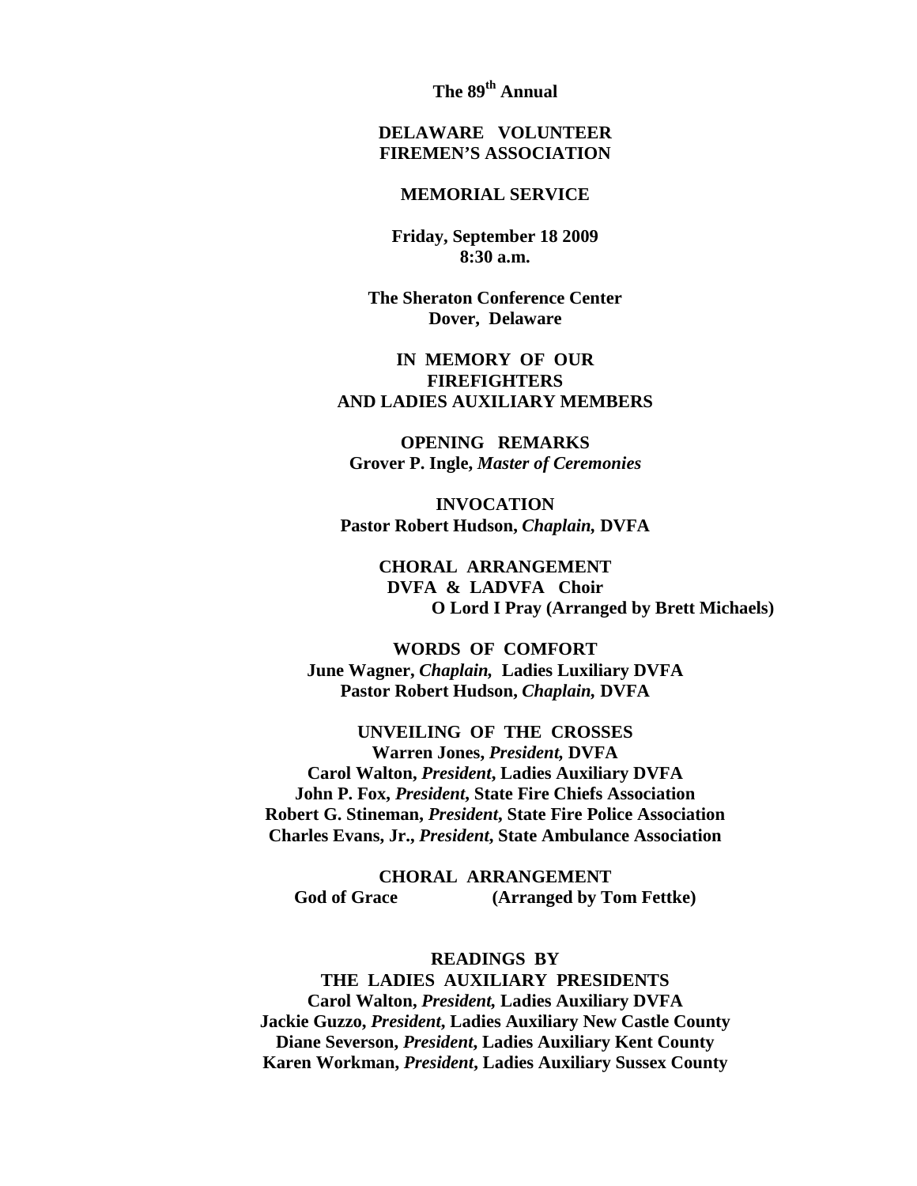**The 89th Annual**

**DELAWARE VOLUNTEER FIREMEN'S ASSOCIATION**

**MEMORIAL SERVICE**

**Friday, September 18 2009**
**8:30 a.m.**

**The Sheraton Conference Center**
**Dover, Delaware**

**IN MEMORY OF OUR FIREFIGHTERS AND LADIES AUXILIARY MEMBERS**

**OPENING REMARKS**
**Grover P. Ingle,** ***Master of Ceremonies***

**INVOCATION**
**Pastor Robert Hudson,** ***Chaplain,*** **DVFA**

**CHORAL ARRANGEMENT**
**DVFA & LADVFA Choir**
**O Lord I Pray (Arranged by Brett Michaels)**

**WORDS OF COMFORT**
**June Wagner,** ***Chaplain,*** **Ladies Luxiliary DVFA**
**Pastor Robert Hudson,** ***Chaplain,*** **DVFA**

**UNVEILING OF THE CROSSES**
**Warren Jones,** ***President,*** **DVFA**
**Carol Walton,** ***President*****, Ladies Auxiliary DVFA**
**John P. Fox,** ***President,*** **State Fire Chiefs Association**
**Robert G. Stineman,** ***President,*** **State Fire Police Association**
**Charles Evans, Jr.,** ***President,*** **State Ambulance Association**

**CHORAL ARRANGEMENT**
**God of Grace (Arranged by Tom Fettke)**

**READINGS BY THE LADIES AUXILIARY PRESIDENTS**
**Carol Walton,** ***President,*** **Ladies Auxiliary DVFA**
**Jackie Guzzo,** ***President*****, Ladies Auxiliary New Castle County**
**Diane Severson,** ***President*****, Ladies Auxiliary Kent County**
**Karen Workman,** ***President*****, Ladies Auxiliary Sussex County**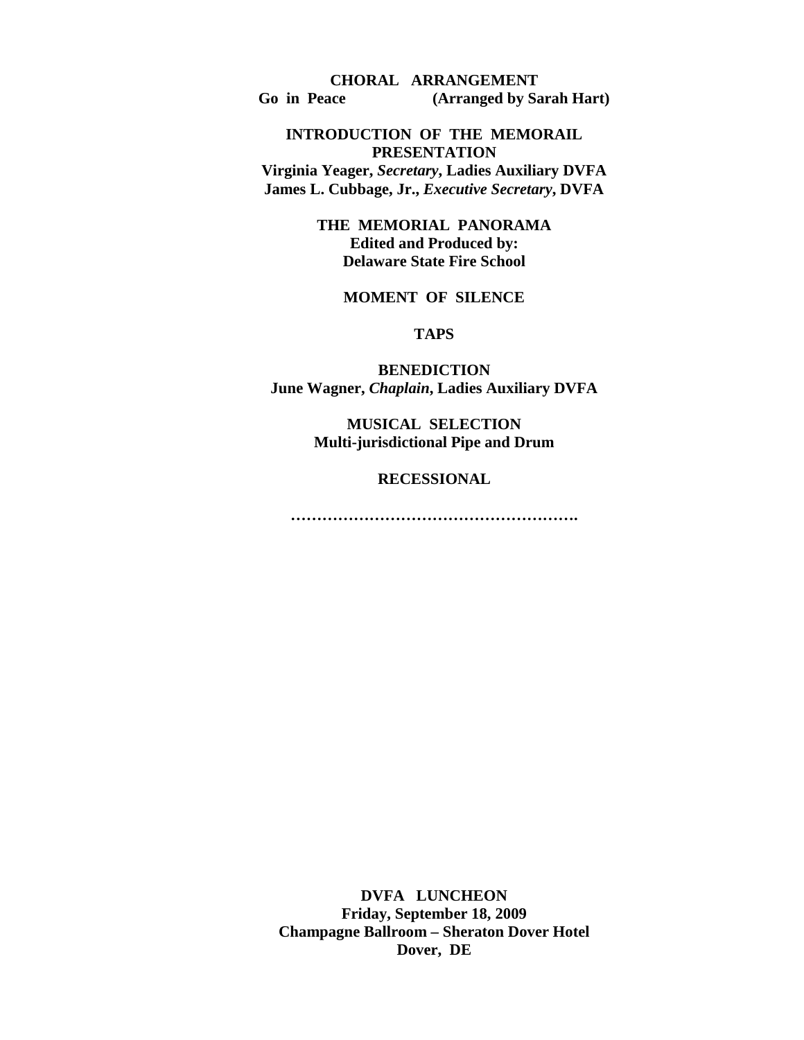**CHORAL ARRANGEMENT**
**Go in Peace (Arranged by Sarah Hart)**

**INTRODUCTION OF THE MEMORAIL PRESENTATION**
**Virginia Yeager, *Secretary*, Ladies Auxiliary DVFA**
**James L. Cubbage, Jr., *Executive Secretary*, DVFA**

**THE MEMORIAL PANORAMA**
**Edited and Produced by:**
**Delaware State Fire School**

**MOMENT OF SILENCE**

**TAPS**

**BENEDICTION**
**June Wagner, *Chaplain*, Ladies Auxiliary DVFA**

**MUSICAL SELECTION**
**Multi-jurisdictional Pipe and Drum**

**RECESSIONAL**

**……………………………………………….**

**DVFA LUNCHEON**
**Friday, September 18, 2009**
**Champagne Ballroom – Sheraton Dover Hotel**
**Dover, DE**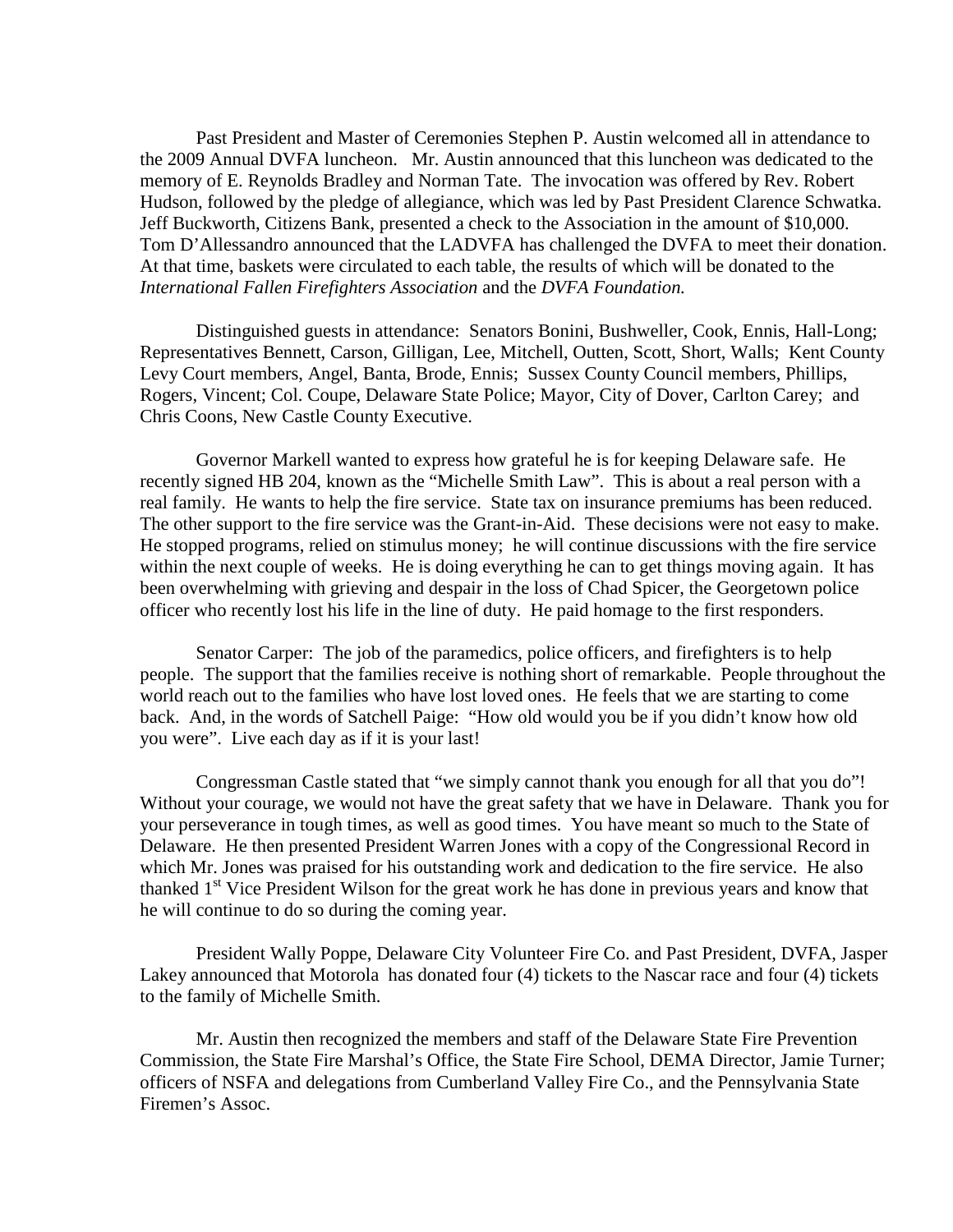Past President and Master of Ceremonies Stephen P. Austin welcomed all in attendance to the 2009 Annual DVFA luncheon. Mr. Austin announced that this luncheon was dedicated to the memory of E. Reynolds Bradley and Norman Tate. The invocation was offered by Rev. Robert Hudson, followed by the pledge of allegiance, which was led by Past President Clarence Schwatka. Jeff Buckworth, Citizens Bank, presented a check to the Association in the amount of $10,000. Tom D'Allessandro announced that the LADVFA has challenged the DVFA to meet their donation. At that time, baskets were circulated to each table, the results of which will be donated to the *International Fallen Firefighters Association* and the *DVFA Foundation.*

Distinguished guests in attendance: Senators Bonini, Bushweller, Cook, Ennis, Hall-Long; Representatives Bennett, Carson, Gilligan, Lee, Mitchell, Outten, Scott, Short, Walls; Kent County Levy Court members, Angel, Banta, Brode, Ennis; Sussex County Council members, Phillips, Rogers, Vincent; Col. Coupe, Delaware State Police; Mayor, City of Dover, Carlton Carey; and Chris Coons, New Castle County Executive.

Governor Markell wanted to express how grateful he is for keeping Delaware safe. He recently signed HB 204, known as the "Michelle Smith Law". This is about a real person with a real family. He wants to help the fire service. State tax on insurance premiums has been reduced. The other support to the fire service was the Grant-in-Aid. These decisions were not easy to make. He stopped programs, relied on stimulus money; he will continue discussions with the fire service within the next couple of weeks. He is doing everything he can to get things moving again. It has been overwhelming with grieving and despair in the loss of Chad Spicer, the Georgetown police officer who recently lost his life in the line of duty. He paid homage to the first responders.

Senator Carper: The job of the paramedics, police officers, and firefighters is to help people. The support that the families receive is nothing short of remarkable. People throughout the world reach out to the families who have lost loved ones. He feels that we are starting to come back. And, in the words of Satchell Paige: "How old would you be if you didn't know how old you were". Live each day as if it is your last!

Congressman Castle stated that "we simply cannot thank you enough for all that you do"! Without your courage, we would not have the great safety that we have in Delaware. Thank you for your perseverance in tough times, as well as good times. You have meant so much to the State of Delaware. He then presented President Warren Jones with a copy of the Congressional Record in which Mr. Jones was praised for his outstanding work and dedication to the fire service. He also thanked 1st Vice President Wilson for the great work he has done in previous years and know that he will continue to do so during the coming year.

President Wally Poppe, Delaware City Volunteer Fire Co. and Past President, DVFA, Jasper Lakey announced that Motorola has donated four (4) tickets to the Nascar race and four (4) tickets to the family of Michelle Smith.

Mr. Austin then recognized the members and staff of the Delaware State Fire Prevention Commission, the State Fire Marshal's Office, the State Fire School, DEMA Director, Jamie Turner; officers of NSFA and delegations from Cumberland Valley Fire Co., and the Pennsylvania State Firemen's Assoc.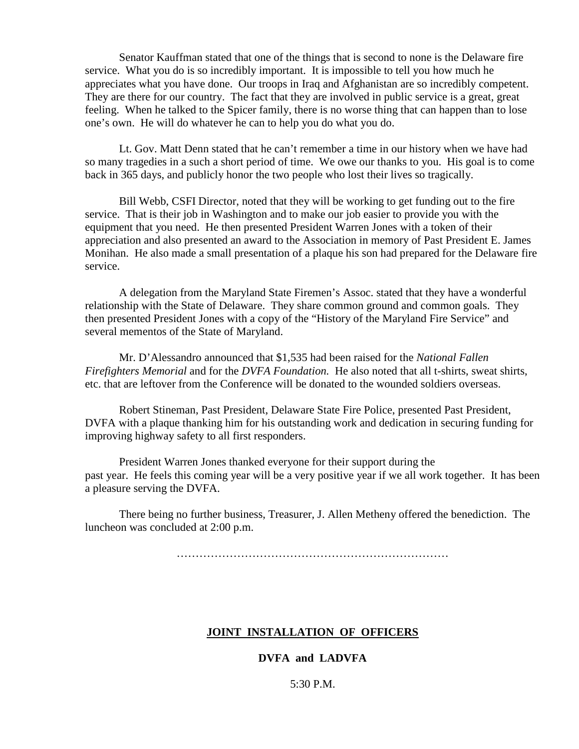Senator Kauffman stated that one of the things that is second to none is the Delaware fire service. What you do is so incredibly important. It is impossible to tell you how much he appreciates what you have done. Our troops in Iraq and Afghanistan are so incredibly competent. They are there for our country. The fact that they are involved in public service is a great, great feeling. When he talked to the Spicer family, there is no worse thing that can happen than to lose one's own. He will do whatever he can to help you do what you do.

Lt. Gov. Matt Denn stated that he can't remember a time in our history when we have had so many tragedies in a such a short period of time. We owe our thanks to you. His goal is to come back in 365 days, and publicly honor the two people who lost their lives so tragically.

Bill Webb, CSFI Director, noted that they will be working to get funding out to the fire service. That is their job in Washington and to make our job easier to provide you with the equipment that you need. He then presented President Warren Jones with a token of their appreciation and also presented an award to the Association in memory of Past President E. James Monihan. He also made a small presentation of a plaque his son had prepared for the Delaware fire service.

A delegation from the Maryland State Firemen's Assoc. stated that they have a wonderful relationship with the State of Delaware. They share common ground and common goals. They then presented President Jones with a copy of the "History of the Maryland Fire Service" and several mementos of the State of Maryland.

Mr. D'Alessandro announced that $1,535 had been raised for the *National Fallen Firefighters Memorial* and for the *DVFA Foundation.* He also noted that all t-shirts, sweat shirts, etc. that are leftover from the Conference will be donated to the wounded soldiers overseas.

Robert Stineman, Past President, Delaware State Fire Police, presented Past President, DVFA with a plaque thanking him for his outstanding work and dedication in securing funding for improving highway safety to all first responders.

President Warren Jones thanked everyone for their support during the past year. He feels this coming year will be a very positive year if we all work together. It has been a pleasure serving the DVFA.

There being no further business, Treasurer, J. Allen Metheny offered the benediction. The luncheon was concluded at 2:00 p.m.

………………………………………………………………

## JOINT INSTALLATION OF OFFICERS

### DVFA and LADVFA

5:30 P.M.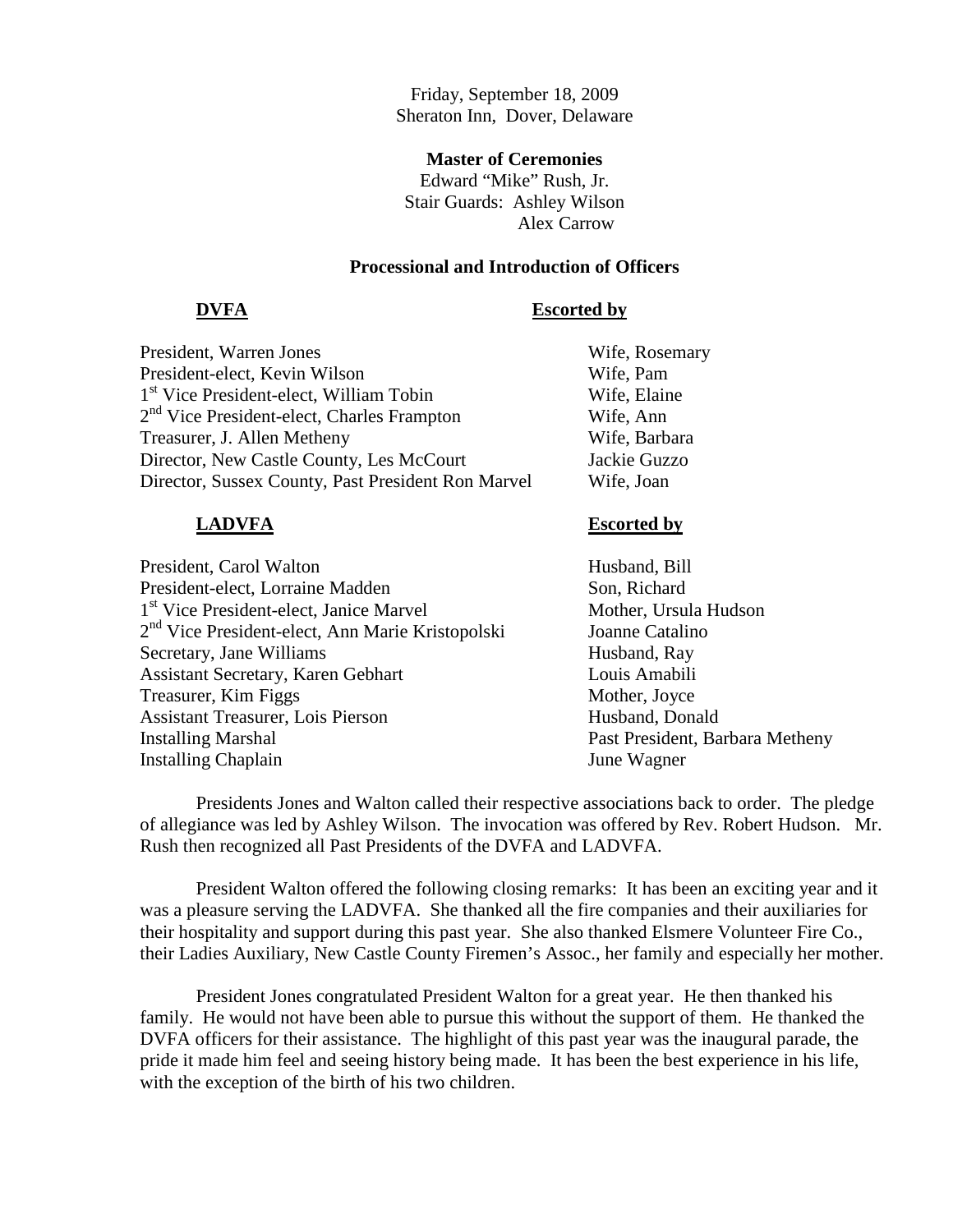Friday, September 18, 2009
Sheraton Inn, Dover, Delaware

**Master of Ceremonies**
Edward "Mike" Rush, Jr.
Stair Guards: Ashley Wilson
Alex Carrow

**Processional and Introduction of Officers**

| **DVFA** | **Escorted by** |
| --- | --- |
| President, Warren Jones | Wife, Rosemary |
| President-elect, Kevin Wilson | Wife, Pam |
| 1st Vice President-elect, William Tobin | Wife, Elaine |
| 2nd Vice President-elect, Charles Frampton | Wife, Ann |
| Treasurer, J. Allen Metheny | Wife, Barbara |
| Director, New Castle County, Les McCourt | Jackie Guzzo |
| Director, Sussex County, Past President Ron Marvel | Wife, Joan |

| **LADVFA** | **Escorted by** |
| --- | --- |
| President, Carol Walton | Husband, Bill |
| President-elect, Lorraine Madden | Son, Richard |
| 1st Vice President-elect, Janice Marvel | Mother, Ursula Hudson |
| 2nd Vice President-elect, Ann Marie Kristopolski | Joanne Catalino |
| Secretary, Jane Williams | Husband, Ray |
| Assistant Secretary, Karen Gebhart | Louis Amabili |
| Treasurer, Kim Figgs | Mother, Joyce |
| Assistant Treasurer, Lois Pierson | Husband, Donald |
| Installing Marshal | Past President, Barbara Metheny |
| Installing Chaplain | June Wagner |

Presidents Jones and Walton called their respective associations back to order. The pledge of allegiance was led by Ashley Wilson. The invocation was offered by Rev. Robert Hudson. Mr. Rush then recognized all Past Presidents of the DVFA and LADVFA.

President Walton offered the following closing remarks: It has been an exciting year and it was a pleasure serving the LADVFA. She thanked all the fire companies and their auxiliaries for their hospitality and support during this past year. She also thanked Elsmere Volunteer Fire Co., their Ladies Auxiliary, New Castle County Firemen's Assoc., her family and especially her mother.

President Jones congratulated President Walton for a great year. He then thanked his family. He would not have been able to pursue this without the support of them. He thanked the DVFA officers for their assistance. The highlight of this past year was the inaugural parade, the pride it made him feel and seeing history being made. It has been the best experience in his life, with the exception of the birth of his two children.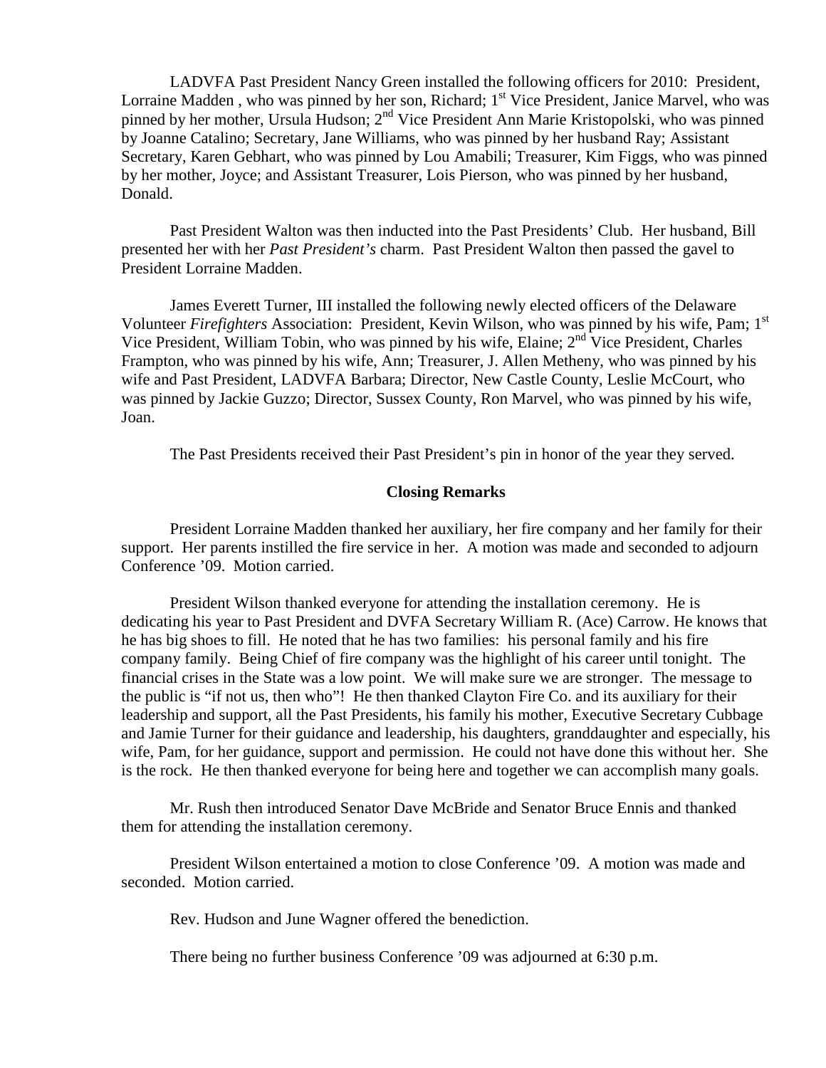LADVFA Past President Nancy Green installed the following officers for 2010: President, Lorraine Madden , who was pinned by her son, Richard; 1st Vice President, Janice Marvel, who was pinned by her mother, Ursula Hudson; 2nd Vice President Ann Marie Kristopolski, who was pinned by Joanne Catalino; Secretary, Jane Williams, who was pinned by her husband Ray; Assistant Secretary, Karen Gebhart, who was pinned by Lou Amabili; Treasurer, Kim Figgs, who was pinned by her mother, Joyce; and Assistant Treasurer, Lois Pierson, who was pinned by her husband, Donald.

Past President Walton was then inducted into the Past Presidents' Club. Her husband, Bill presented her with her *Past President's* charm. Past President Walton then passed the gavel to President Lorraine Madden.

James Everett Turner, III installed the following newly elected officers of the Delaware Volunteer *Firefighters* Association: President, Kevin Wilson, who was pinned by his wife, Pam; 1st Vice President, William Tobin, who was pinned by his wife, Elaine; 2nd Vice President, Charles Frampton, who was pinned by his wife, Ann; Treasurer, J. Allen Metheny, who was pinned by his wife and Past President, LADVFA Barbara; Director, New Castle County, Leslie McCourt, who was pinned by Jackie Guzzo; Director, Sussex County, Ron Marvel, who was pinned by his wife, Joan.

The Past Presidents received their Past President's pin in honor of the year they served.

**Closing Remarks**

President Lorraine Madden thanked her auxiliary, her fire company and her family for their support. Her parents instilled the fire service in her. A motion was made and seconded to adjourn Conference '09. Motion carried.

President Wilson thanked everyone for attending the installation ceremony. He is dedicating his year to Past President and DVFA Secretary William R. (Ace) Carrow. He knows that he has big shoes to fill. He noted that he has two families: his personal family and his fire company family. Being Chief of fire company was the highlight of his career until tonight. The financial crises in the State was a low point. We will make sure we are stronger. The message to the public is "if not us, then who"! He then thanked Clayton Fire Co. and its auxiliary for their leadership and support, all the Past Presidents, his family his mother, Executive Secretary Cubbage and Jamie Turner for their guidance and leadership, his daughters, granddaughter and especially, his wife, Pam, for her guidance, support and permission. He could not have done this without her. She is the rock. He then thanked everyone for being here and together we can accomplish many goals.

Mr. Rush then introduced Senator Dave McBride and Senator Bruce Ennis and thanked them for attending the installation ceremony.

President Wilson entertained a motion to close Conference '09. A motion was made and seconded. Motion carried.

Rev. Hudson and June Wagner offered the benediction.

There being no further business Conference '09 was adjourned at 6:30 p.m.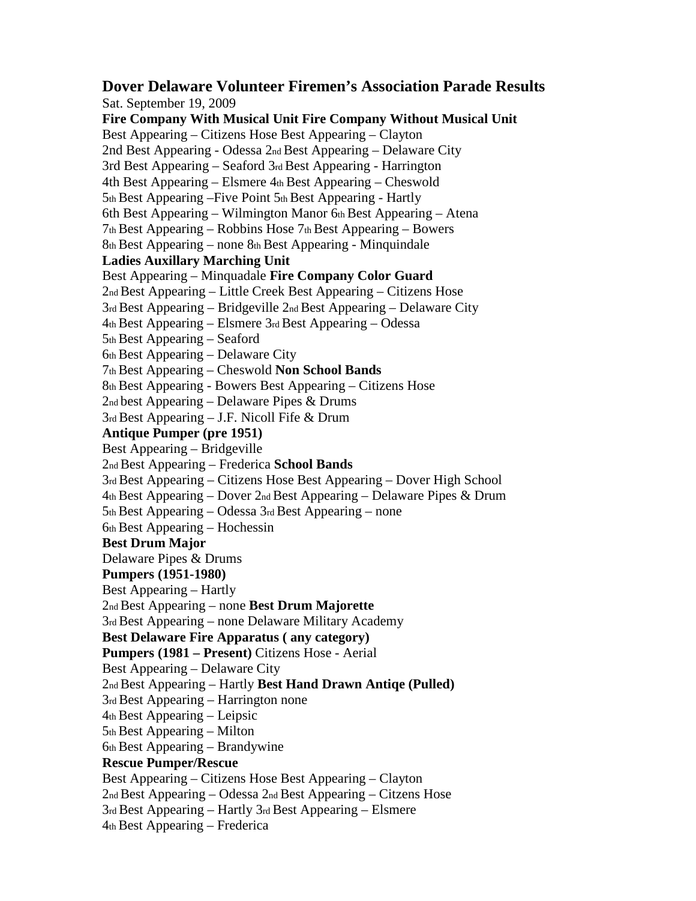## Dover Delaware Volunteer Firemen's Association Parade Results

Sat. September 19, 2009

**Fire Company With Musical Unit**

Best Appearing – Citizens Hose
2nd Best Appearing - Odessa
3rd Best Appearing – Seaford
4th Best Appearing – Elsmere
5th Best Appearing –Five Point
6th Best Appearing – Wilmington Manor
7th Best Appearing – Robbins Hose
8th Best Appearing – none

**Fire Company Without Musical Unit**

Best Appearing – Clayton
2nd Best Appearing – Delaware City
3rd Best Appearing - Harrington
4th Best Appearing – Cheswold
5th Best Appearing - Hartly
6th Best Appearing – Atena
7th Best Appearing – Bowers
8th Best Appearing - Minquindale

**Ladies Auxillary Marching Unit**

Best Appearing – Minquadale
2nd Best Appearing – Little Creek
3rd Best Appearing – Bridgeville
4th Best Appearing – Elsmere
5th Best Appearing – Seaford
6th Best Appearing – Delaware City
7th Best Appearing – Cheswold
8th Best Appearing - Bowers

**Fire Company Color Guard**

Best Appearing – Citizens Hose
2nd Best Appearing – Delaware City
3rd Best Appearing – Odessa

**Non School Bands**

Best Appearing – Citizens Hose
2nd best Appearing – Delaware Pipes & Drums
3rd Best Appearing – J.F. Nicoll Fife & Drum

**Antique Pumper (pre 1951)**

Best Appearing – Bridgeville
2nd Best Appearing – Frederica
3rd Best Appearing – Citizens Hose
4th Best Appearing – Dover
5th Best Appearing – Odessa
6th Best Appearing – Hochessin

**School Bands**

Best Appearing – Dover High School
2nd Best Appearing – Delaware Pipes & Drum
3rd Best Appearing – none

**Best Drum Major**

Delaware Pipes & Drums

**Pumpers (1951-1980)**

Best Appearing – Hartly
2nd Best Appearing – none
3rd Best Appearing – none

**Best Drum Majorette**

Delaware Military Academy

**Best Delaware Fire Apparatus ( any category)**

Citizens Hose - Aerial

**Pumpers (1981 – Present)**

Best Appearing – Delaware City
2nd Best Appearing – Hartly
3rd Best Appearing – Harrington
4th Best Appearing – Leipsic
5th Best Appearing – Milton
6th Best Appearing – Brandywine

**Best Hand Drawn Antiqe (Pulled)**

none

**Rescue Pumper/Rescue**

Best Appearing – Citizens Hose
2nd Best Appearing – Odessa
3rd Best Appearing – Hartly
4th Best Appearing – Frederica

Best Appearing – Clayton
2nd Best Appearing – Citzens Hose
3rd Best Appearing – Elsmere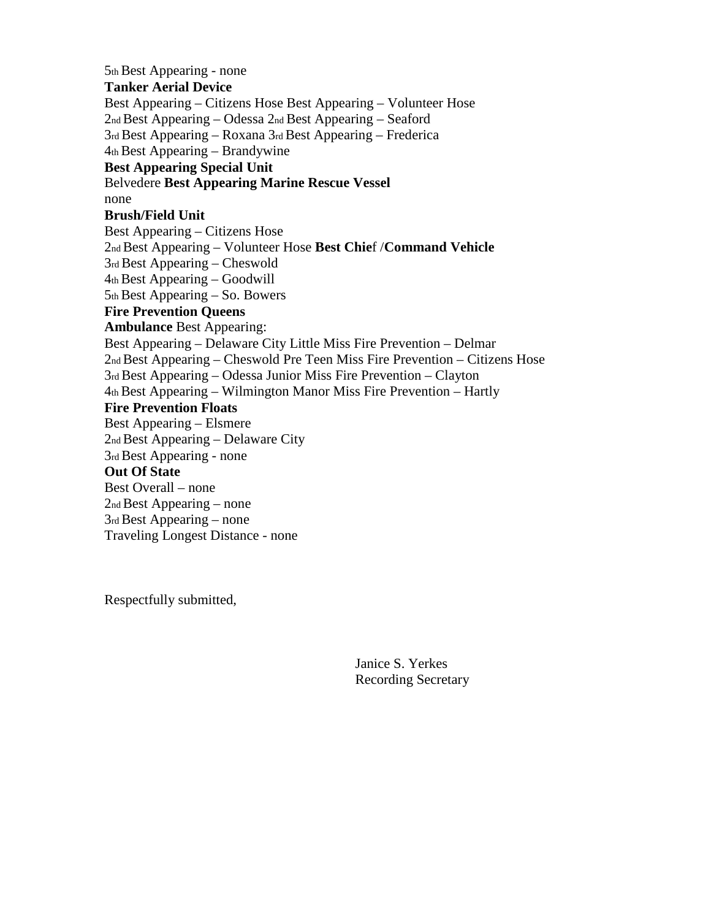5th Best Appearing - none

**Tanker Aerial Device**

Best Appearing – Citizens Hose Best Appearing – Volunteer Hose
2nd Best Appearing – Odessa 2nd Best Appearing – Seaford
3rd Best Appearing – Roxana 3rd Best Appearing – Frederica
4th Best Appearing – Brandywine

**Best Appearing Special Unit**

Belvedere **Best Appearing Marine Rescue Vessel**
none

**Brush/Field Unit**

Best Appearing – Citizens Hose
2nd Best Appearing – Volunteer Hose **Best Chief** /**Command Vehicle**
3rd Best Appearing – Cheswold
4th Best Appearing – Goodwill
5th Best Appearing – So. Bowers

**Fire Prevention Queens**

**Ambulance** Best Appearing:
Best Appearing – Delaware City Little Miss Fire Prevention – Delmar
2nd Best Appearing – Cheswold Pre Teen Miss Fire Prevention – Citizens Hose
3rd Best Appearing – Odessa Junior Miss Fire Prevention – Clayton
4th Best Appearing – Wilmington Manor Miss Fire Prevention – Hartly

**Fire Prevention Floats**

Best Appearing – Elsmere
2nd Best Appearing – Delaware City
3rd Best Appearing - none

**Out Of State**

Best Overall – none
2nd Best Appearing – none
3rd Best Appearing – none
Traveling Longest Distance - none

Respectfully submitted,

Janice S. Yerkes
Recording Secretary